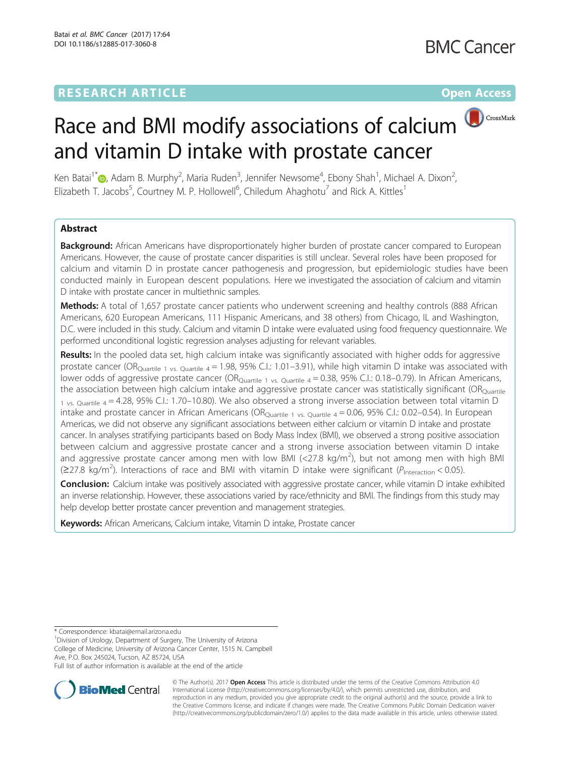RESEARCH ARTICLE

Open Access

# Race and BMI modify associations of calcium and vitamin D intake with prostate cancer

Ken Batai[1*], Adam B. Murphy[2], Maria Ruden[3], Jennifer Newsome[4], Ebony Shah[1], Michael A. Dixon[2], Elizabeth T. Jacobs[5], Courtney M. P. Hollowell[6], Chiledum Ahaghotu[7] and Rick A. Kittles[1]

## Abstract

**Background:** African Americans have disproportionately higher burden of prostate cancer compared to European Americans. However, the cause of prostate cancer disparities is still unclear. Several roles have been proposed for calcium and vitamin D in prostate cancer pathogenesis and progression, but epidemiologic studies have been conducted mainly in European descent populations. Here we investigated the association of calcium and vitamin D intake with prostate cancer in multiethnic samples.

**Methods:** A total of 1,657 prostate cancer patients who underwent screening and healthy controls (888 African Americans, 620 European Americans, 111 Hispanic Americans, and 38 others) from Chicago, IL and Washington, D.C. were included in this study. Calcium and vitamin D intake were evaluated using food frequency questionnaire. We performed unconditional logistic regression analyses adjusting for relevant variables.

**Results:** In the pooled data set, high calcium intake was significantly associated with higher odds for aggressive prostate cancer ($OR_{\text{Quartile 1 vs. Quartile 4}} = 1.98$, 95% C.I.: 1.01–3.91), while high vitamin D intake was associated with lower odds of aggressive prostate cancer ($OR_{\text{Quartile 1 vs. Quartile 4}} = 0.38$, 95% C.I.: 0.18–0.79). In African Americans, the association between high calcium intake and aggressive prostate cancer was statistically significant ($OR_{\text{Quartile 1 vs. Quartile 4}} = 4.28$, 95% C.I.: 1.70–10.80). We also observed a strong inverse association between total vitamin D intake and prostate cancer in African Americans ($OR_{\text{Quartile 1 vs. Quartile 4}} = 0.06$, 95% C.I.: 0.02–0.54). In European Americas, we did not observe any significant associations between either calcium or vitamin D intake and prostate cancer. In analyses stratifying participants based on Body Mass Index (BMI), we observed a strong positive association between calcium and aggressive prostate cancer and a strong inverse association between vitamin D intake and aggressive prostate cancer among men with low BMI (<27.8 kg/m$^2$), but not among men with high BMI (≥27.8 kg/m$^2$). Interactions of race and BMI with vitamin D intake were significant ($P_{\text{Interaction}} < 0.05$).

**Conclusion:** Calcium intake was positively associated with aggressive prostate cancer, while vitamin D intake exhibited an inverse relationship. However, these associations varied by race/ethnicity and BMI. The findings from this study may help develop better prostate cancer prevention and management strategies.

**Keywords:** African Americans, Calcium intake, Vitamin D intake, Prostate cancer

\* Correspondence: kbatai@email.arizona.edu

[1]Division of Urology, Department of Surgery, The University of Arizona College of Medicine, University of Arizona Cancer Center, 1515 N. Campbell Ave, P.O. Box 245024, Tucson, AZ 85724, USA

Full list of author information is available at the end of the article

© The Author(s). 2017 **Open Access** This article is distributed under the terms of the Creative Commons Attribution 4.0 International License (http://creativecommons.org/licenses/by/4.0/), which permits unrestricted use, distribution, and reproduction in any medium, provided you give appropriate credit to the original author(s) and the source, provide a link to the Creative Commons license, and indicate if changes were made. The Creative Commons Public Domain Dedication waiver (http://creativecommons.org/publicdomain/zero/1.0/) applies to the data made available in this article, unless otherwise stated.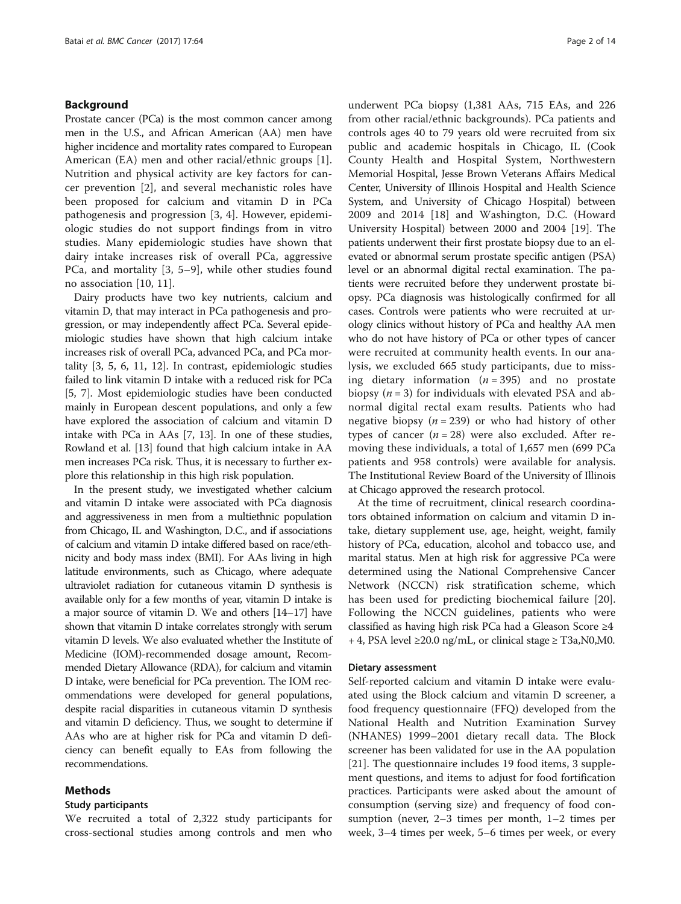## Background

Prostate cancer (PCa) is the most common cancer among men in the U.S., and African American (AA) men have higher incidence and mortality rates compared to European American (EA) men and other racial/ethnic groups [1]. Nutrition and physical activity are key factors for cancer prevention [2], and several mechanistic roles have been proposed for calcium and vitamin D in PCa pathogenesis and progression [3, 4]. However, epidemiologic studies do not support findings from in vitro studies. Many epidemiologic studies have shown that dairy intake increases risk of overall PCa, aggressive PCa, and mortality [3, 5–9], while other studies found no association [10, 11].

Dairy products have two key nutrients, calcium and vitamin D, that may interact in PCa pathogenesis and progression, or may independently affect PCa. Several epidemiologic studies have shown that high calcium intake increases risk of overall PCa, advanced PCa, and PCa mortality [3, 5, 6, 11, 12]. In contrast, epidemiologic studies failed to link vitamin D intake with a reduced risk for PCa [5, 7]. Most epidemiologic studies have been conducted mainly in European descent populations, and only a few have explored the association of calcium and vitamin D intake with PCa in AAs [7, 13]. In one of these studies, Rowland et al. [13] found that high calcium intake in AA men increases PCa risk. Thus, it is necessary to further explore this relationship in this high risk population.

In the present study, we investigated whether calcium and vitamin D intake were associated with PCa diagnosis and aggressiveness in men from a multiethnic population from Chicago, IL and Washington, D.C., and if associations of calcium and vitamin D intake differed based on race/ethnicity and body mass index (BMI). For AAs living in high latitude environments, such as Chicago, where adequate ultraviolet radiation for cutaneous vitamin D synthesis is available only for a few months of year, vitamin D intake is a major source of vitamin D. We and others [14–17] have shown that vitamin D intake correlates strongly with serum vitamin D levels. We also evaluated whether the Institute of Medicine (IOM)-recommended dosage amount, Recommended Dietary Allowance (RDA), for calcium and vitamin D intake, were beneficial for PCa prevention. The IOM recommendations were developed for general populations, despite racial disparities in cutaneous vitamin D synthesis and vitamin D deficiency. Thus, we sought to determine if AAs who are at higher risk for PCa and vitamin D deficiency can benefit equally to EAs from following the recommendations.

## Methods

### Study participants

We recruited a total of 2,322 study participants for cross-sectional studies among controls and men who underwent PCa biopsy (1,381 AAs, 715 EAs, and 226 from other racial/ethnic backgrounds). PCa patients and controls ages 40 to 79 years old were recruited from six public and academic hospitals in Chicago, IL (Cook County Health and Hospital System, Northwestern Memorial Hospital, Jesse Brown Veterans Affairs Medical Center, University of Illinois Hospital and Health Science System, and University of Chicago Hospital) between 2009 and 2014 [18] and Washington, D.C. (Howard University Hospital) between 2000 and 2004 [19]. The patients underwent their first prostate biopsy due to an elevated or abnormal serum prostate specific antigen (PSA) level or an abnormal digital rectal examination. The patients were recruited before they underwent prostate biopsy. PCa diagnosis was histologically confirmed for all cases. Controls were patients who were recruited at urology clinics without history of PCa and healthy AA men who do not have history of PCa or other types of cancer were recruited at community health events. In our analysis, we excluded 665 study participants, due to missing dietary information ($n = 395$) and no prostate biopsy ($n = 3$) for individuals with elevated PSA and abnormal digital rectal exam results. Patients who had negative biopsy ($n = 239$) or who had history of other types of cancer ($n = 28$) were also excluded. After removing these individuals, a total of 1,657 men (699 PCa patients and 958 controls) were available for analysis. The Institutional Review Board of the University of Illinois at Chicago approved the research protocol.

At the time of recruitment, clinical research coordinators obtained information on calcium and vitamin D intake, dietary supplement use, age, height, weight, family history of PCa, education, alcohol and tobacco use, and marital status. Men at high risk for aggressive PCa were determined using the National Comprehensive Cancer Network (NCCN) risk stratification scheme, which has been used for predicting biochemical failure [20]. Following the NCCN guidelines, patients who were classified as having high risk PCa had a Gleason Score ≥4 + 4, PSA level ≥20.0 ng/mL, or clinical stage ≥ T3a,N0,M0.

### Dietary assessment

Self-reported calcium and vitamin D intake were evaluated using the Block calcium and vitamin D screener, a food frequency questionnaire (FFQ) developed from the National Health and Nutrition Examination Survey (NHANES) 1999–2001 dietary recall data. The Block screener has been validated for use in the AA population [21]. The questionnaire includes 19 food items, 3 supplement questions, and items to adjust for food fortification practices. Participants were asked about the amount of consumption (serving size) and frequency of food consumption (never, 2–3 times per month, 1–2 times per week, 3–4 times per week, 5–6 times per week, or every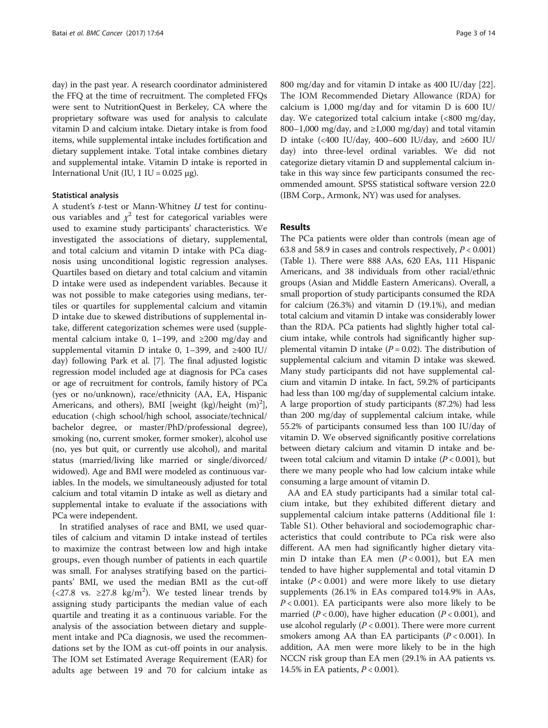day) in the past year. A research coordinator administered the FFQ at the time of recruitment. The completed FFQs were sent to NutritionQuest in Berkeley, CA where the proprietary software was used for analysis to calculate vitamin D and calcium intake. Dietary intake is from food items, while supplemental intake includes fortification and dietary supplement intake. Total intake combines dietary and supplemental intake. Vitamin D intake is reported in International Unit (IU, 1 IU = 0.025 μg).

### Statistical analysis

A student's *t*-test or Mann-Whitney *U* test for continuous variables and $\chi^2$ test for categorical variables were used to examine study participants' characteristics. We investigated the associations of dietary, supplemental, and total calcium and vitamin D intake with PCa diagnosis using unconditional logistic regression analyses. Quartiles based on dietary and total calcium and vitamin D intake were used as independent variables. Because it was not possible to make categories using medians, tertiles or quartiles for supplemental calcium and vitamin D intake due to skewed distributions of supplemental intake, different categorization schemes were used (supplemental calcium intake 0, 1–199, and ≥200 mg/day and supplemental vitamin D intake 0, 1–399, and ≥400 IU/day) following Park et al. [7]. The final adjusted logistic regression model included age at diagnosis for PCa cases or age of recruitment for controls, family history of PCa (yes or no/unknown), race/ethnicity (AA, EA, Hispanic Americans, and others), BMI [weight (kg)/height (m)$^2$], education (<high school/high school, associate/technical/bachelor degree, or master/PhD/professional degree), smoking (no, current smoker, former smoker), alcohol use (no, yes but quit, or currently use alcohol), and marital status (married/living like married or single/divorced/widowed). Age and BMI were modeled as continuous variables. In the models, we simultaneously adjusted for total calcium and total vitamin D intake as well as dietary and supplemental intake to evaluate if the associations with PCa were independent.

In stratified analyses of race and BMI, we used quartiles of calcium and vitamin D intake instead of tertiles to maximize the contrast between low and high intake groups, even though number of patients in each quartile was small. For analyses stratifying based on the participants' BMI, we used the median BMI as the cut-off (<27.8 vs. ≥27.8 kg/m$^2$). We tested linear trends by assigning study participants the median value of each quartile and treating it as a continuous variable. For the analysis of the association between dietary and supplement intake and PCa diagnosis, we used the recommendations set by the IOM as cut-off points in our analysis. The IOM set Estimated Average Requirement (EAR) for adults age between 19 and 70 for calcium intake as 800 mg/day and for vitamin D intake as 400 IU/day [22]. The IOM Recommended Dietary Allowance (RDA) for calcium is 1,000 mg/day and for vitamin D is 600 IU/day. We categorized total calcium intake (<800 mg/day, 800–1,000 mg/day, and ≥1,000 mg/day) and total vitamin D intake (<400 IU/day, 400–600 IU/day, and ≥600 IU/day) into three-level ordinal variables. We did not categorize dietary vitamin D and supplemental calcium intake in this way since few participants consumed the recommended amount. SPSS statistical software version 22.0 (IBM Corp., Armonk, NY) was used for analyses.

## Results

The PCa patients were older than controls (mean age of 63.8 and 58.9 in cases and controls respectively, $P < 0.001$) (Table 1). There were 888 AAs, 620 EAs, 111 Hispanic Americans, and 38 individuals from other racial/ethnic groups (Asian and Middle Eastern Americans). Overall, a small proportion of study participants consumed the RDA for calcium (26.3%) and vitamin D (19.1%), and median total calcium and vitamin D intake was considerably lower than the RDA. PCa patients had slightly higher total calcium intake, while controls had significantly higher supplemental vitamin D intake ($P = 0.02$). The distribution of supplemental calcium and vitamin D intake was skewed. Many study participants did not have supplemental calcium and vitamin D intake. In fact, 59.2% of participants had less than 100 mg/day of supplemental calcium intake. A large proportion of study participants (87.2%) had less than 200 mg/day of supplemental calcium intake, while 55.2% of participants consumed less than 100 IU/day of vitamin D. We observed significantly positive correlations between dietary calcium and vitamin D intake and between total calcium and vitamin D intake ($P < 0.001$), but there we many people who had low calcium intake while consuming a large amount of vitamin D.

AA and EA study participants had a similar total calcium intake, but they exhibited different dietary and supplemental calcium intake patterns (Additional file 1: Table S1). Other behavioral and sociodemographic characteristics that could contribute to PCa risk were also different. AA men had significantly higher dietary vitamin D intake than EA men ($P < 0.001$), but EA men tended to have higher supplemental and total vitamin D intake ($P < 0.001$) and were more likely to use dietary supplements (26.1% in EAs compared to14.9% in AAs, $P < 0.001$). EA participants were also more likely to be married ($P < 0.00$), have higher education ($P < 0.001$), and use alcohol regularly ($P < 0.001$). There were more current smokers among AA than EA participants ($P < 0.001$). In addition, AA men were more likely to be in the high NCCN risk group than EA men (29.1% in AA patients vs. 14.5% in EA patients, $P < 0.001$).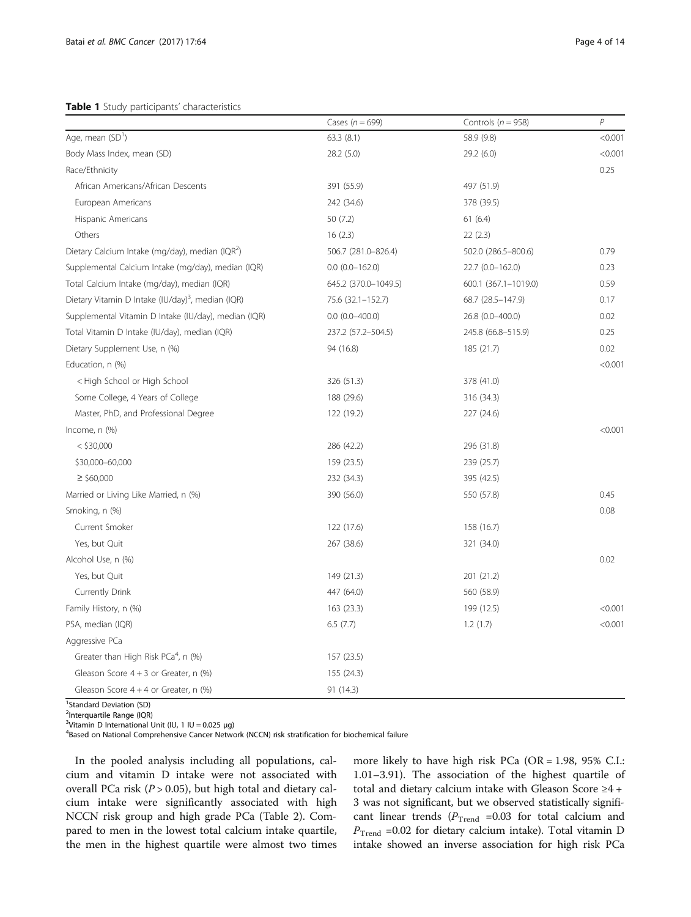**Table 1** Study participants' characteristics

| | Cases (n = 699) | Controls (n = 958) | P |
|---|---|---|---|
| Age, mean (SD[1]) | 63.3 (8.1) | 58.9 (9.8) | <0.001 |
| Body Mass Index, mean (SD) | 28.2 (5.0) | 29.2 (6.0) | <0.001 |
| Race/Ethnicity | | | 0.25 |
| African Americans/African Descents | 391 (55.9) | 497 (51.9) | |
| European Americans | 242 (34.6) | 378 (39.5) | |
| Hispanic Americans | 50 (7.2) | 61 (6.4) | |
| Others | 16 (2.3) | 22 (2.3) | |
| Dietary Calcium Intake (mg/day), median (IQR[2]) | 506.7 (281.0–826.4) | 502.0 (286.5–800.6) | 0.79 |
| Supplemental Calcium Intake (mg/day), median (IQR) | 0.0 (0.0–162.0) | 22.7 (0.0–162.0) | 0.23 |
| Total Calcium Intake (mg/day), median (IQR) | 645.2 (370.0–1049.5) | 600.1 (367.1–1019.0) | 0.59 |
| Dietary Vitamin D Intake (IU/day)[3], median (IQR) | 75.6 (32.1–152.7) | 68.7 (28.5–147.9) | 0.17 |
| Supplemental Vitamin D Intake (IU/day), median (IQR) | 0.0 (0.0–400.0) | 26.8 (0.0–400.0) | 0.02 |
| Total Vitamin D Intake (IU/day), median (IQR) | 237.2 (57.2–504.5) | 245.8 (66.8–515.9) | 0.25 |
| Dietary Supplement Use, n (%) | 94 (16.8) | 185 (21.7) | 0.02 |
| Education, n (%) | | | <0.001 |
| < High School or High School | 326 (51.3) | 378 (41.0) | |
| Some College, 4 Years of College | 188 (29.6) | 316 (34.3) | |
| Master, PhD, and Professional Degree | 122 (19.2) | 227 (24.6) | |
| Income, n (%) | | | <0.001 |
| < $30,000 | 286 (42.2) | 296 (31.8) | |
| $30,000–60,000 | 159 (23.5) | 239 (25.7) | |
| ≥ $60,000 | 232 (34.3) | 395 (42.5) | |
| Married or Living Like Married, n (%) | 390 (56.0) | 550 (57.8) | 0.45 |
| Smoking, n (%) | | | 0.08 |
| Current Smoker | 122 (17.6) | 158 (16.7) | |
| Yes, but Quit | 267 (38.6) | 321 (34.0) | |
| Alcohol Use, n (%) | | | 0.02 |
| Yes, but Quit | 149 (21.3) | 201 (21.2) | |
| Currently Drink | 447 (64.0) | 560 (58.9) | |
| Family History, n (%) | 163 (23.3) | 199 (12.5) | <0.001 |
| PSA, median (IQR) | 6.5 (7.7) | 1.2 (1.7) | <0.001 |
| Aggressive PCa | | | |
| Greater than High Risk PCa[4], n (%) | 157 (23.5) | | |
| Gleason Score 4 + 3 or Greater, n (%) | 155 (24.3) | | |
| Gleason Score 4 + 4 or Greater, n (%) | 91 (14.3) | | |

[1]Standard Deviation (SD)
[2]Interquartile Range (IQR)
[3]Vitamin D International Unit (IU, 1 IU = 0.025 μg)
[4]Based on National Comprehensive Cancer Network (NCCN) risk stratification for biochemical failure

In the pooled analysis including all populations, calcium and vitamin D intake were not associated with overall PCa risk ($P > 0.05$), but high total and dietary calcium intake were significantly associated with high NCCN risk group and high grade PCa (Table 2). Compared to men in the lowest total calcium intake quartile, the men in the highest quartile were almost two times more likely to have high risk PCa (OR = 1.98, 95% C.I.: 1.01–3.91). The association of the highest quartile of total and dietary calcium intake with Gleason Score ≥4 + 3 was not significant, but we observed statistically significant linear trends ($P_{\text{Trend}}$ =0.03 for total calcium and $P_{\text{Trend}}$ =0.02 for dietary calcium intake). Total vitamin D intake showed an inverse association for high risk PCa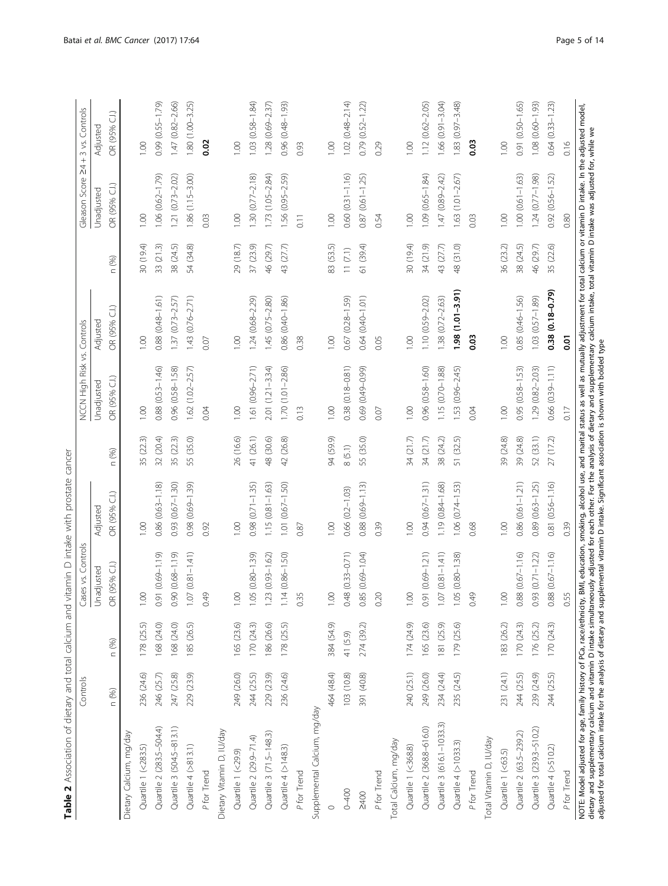**Table 2** Association of dietary and total calcium and vitamin D intake with prostate cancer

| | Controls | Cases vs. Controls | | | NCCN High Risk vs. Controls | | | Gleason Score ≥4 + 3 vs. Controls | | |
|---|---|---|---|---|---|---|---|---|---|---|
| | | | Unadjusted | Adjusted | | Unadjusted | Adjusted | | Unadjusted | Adjusted |
| | n (%) | n (%) | OR (95% C.I.) | OR (95% C.I.) | n (%) | OR (95% C.I.) | OR (95% C.I.) | n (%) | OR (95% C.I.) | OR (95% C.I.) |
| Dietary Calcium, mg/day | | | | | | | | | | |
| Quartile 1 (<283.5) | 236 (24.6) | 178 (25.5) | 1.00 | 1.00 | 35 (22.3) | 1.00 | 1.00 | 30 (19.4) | 1.00 | 1.00 |
| Quartile 2 (283.5–504.4) | 246 (25.7) | 168 (24.0) | 0.91 (0.69–1.19) | 0.86 (0.63–1.18) | 32 (20.4) | 0.88 (0.53–1.46) | 0.88 (0.48–1.61) | 33 (21.3) | 1.06 (0.62–1.79) | 0.99 (0.55–1.79) |
| Quartile 3 (504.5–813.1) | 247 (25.8) | 168 (24.0) | 0.90 (0.68–1.19) | 0.93 (0.67–1.30) | 35 (22.3) | 0.96 (0.58–1.58) | 1.37 (0.73–2.57) | 38 (24.5) | 1.21 (0.73–2.02) | 1.47 (0.82–2.66) |
| Quartile 4 (>813.1) | 229 (23.9) | 185 (26.5) | 1.07 (0.81–1.41) | 0.98 (0.69–1.39) | 55 (35.0) | 1.62 (1.02–2.57) | 1.43 (0.76–2.71) | 54 (34.8) | 1.86 (1.15–3.00) | 1.80 (1.00–3.25) |
| *P* for Trend | | | 0.49 | 0.92 | | 0.04 | 0.07 | | 0.03 | **0.02** |
| Dietary Vitamin D, IU/day | | | | | | | | | | |
| Quartile 1 (<29.9) | 249 (26.0) | 165 (23.6) | 1.00 | 1.00 | 26 (16.6) | 1.00 | 1.00 | 29 (18.7) | 1.00 | 1.00 |
| Quartile 2 (29.9–71.4) | 244 (25.5) | 170 (24.3) | 1.05 (0.80–1.39) | 0.98 (0.71–1.35) | 41 (26.1) | 1.61 (0.96–2.71) | 1.24 (0.68–2.29) | 37 (23.9) | 1.30 (0.77–2.18) | 1.03 (0.58–1.84) |
| Quartile 3 (71.5–148.3) | 229 (23.9) | 186 (26.6) | 1.23 (0.93–1.62) | 1.15 (0.81–1.63) | 48 (30.6) | 2.01 (1.21–3.34) | 1.45 (0.75–2.80) | 46 (29.7) | 1.73 (1.05–2.84) | 1.28 (0.69–2.37) |
| Quartile 4 (>148.3) | 236 (24.6) | 178 (25.5) | 1.14 (0.86–1.50) | 1.01 (0.67–1.50) | 42 (26.8) | 1.70 (1.01–2.86) | 0.86 (0.40–1.86) | 43 (27.7) | 1.56 (0.95–2.59) | 0.96 (0.48–1.93) |
| *P* for Trend | | | 0.35 | 0.87 | | 0.13 | 0.38 | | 0.11 | 0.93 |
| Supplemental Calcium, mg/day | | | | | | | | | | |
| 0 | 464 (48.4) | 384 (54.9) | 1.00 | 1.00 | 94 (59.9) | 1.00 | 1.00 | 83 (53.5) | 1.00 | 1.00 |
| 0–400 | 103 (10.8) | 41 (5.9) | 0.48 (0.33–0.71) | 0.66 (0.2–1.03) | 8 (5.1) | 0.38 (0.18–0.81) | 0.67 (0.28–1.59) | 11 (7.1) | 0.60 (0.31–1.16) | 1.02 (0.48–2.14) |
| ≥400 | 391 (40.8) | 274 (39.2) | 0.85 (0.69–1.04) | 0.88 (0.69–1.13) | 55 (35.0) | 0.69 (0.49–0.99) | 0.64 (0.40–1.01) | 61 (39.4) | 0.87 (0.61–1.25) | 0.79 (0.52–1.22) |
| *P* for Trend | | | 0.20 | 0.39 | | 0.07 | 0.05 | | 0.54 | 0.29 |
| Total Calcium, mg/day | | | | | | | | | | |
| Quartile 1 (<368.8) | 240 (25.1) | 174 (24.9) | 1.00 | 1.00 | 34 (21.7) | 1.00 | 1.00 | 30 (19.4) | 1.00 | 1.00 |
| Quartile 2 (368.8–616.0) | 249 (26.0) | 165 (23.6) | 0.91 (0.69–1.21) | 0.94 (0.67–1.31) | 34 (21.7) | 0.96 (0.58–1.60) | 1.10 (0.59–2.02) | 34 (21.9) | 1.09 (0.65–1.84) | 1.12 (0.62–2.05) |
| Quartile 3 (616.1–1033.3) | 234 (24.4) | 181 (25.9) | 1.07 (0.81–1.41) | 1.19 (0.84–1.68) | 38 (24.2) | 1.15 (0.70–1.88) | 1.38 (0.72–2.63) | 43 (27.7) | 1.47 (0.89–2.42) | 1.66 (0.91–3.04) |
| Quartile 4 (>1033.3) | 235 (24.5) | 179 (25.6) | 1.05 (0.80–1.38) | 1.06 (0.74–1.53) | 51 (32.5) | 1.53 (0.96–2.45) | **1.98 (1.01–3.91)** | 48 (31.0) | 1.63 (1.01–2.67) | 1.83 (0.97–3.48) |
| *P* for Trend | | | 0.49 | 0.68 | | 0.04 | **0.03** | | 0.03 | **0.03** |
| Total Vitamin D, IU/day | | | | | | | | | | |
| Quartile 1 (<63.5) | 231 (24.1) | 183 (26.2) | 1.00 | 1.00 | 39 (24.8) | 1.00 | 1.00 | 36 (23.2) | 1.00 | 1.00 |
| Quartile 2 (63.5–239.2) | 244 (25.5) | 170 (24.3) | 0.88 (0.67–1.16) | 0.86 (0.61–1.21) | 39 (24.8) | 0.95 (0.58–1.53) | 0.85 (0.46–1.56) | 38 (24.5) | 1.00 (0.61–1.63) | 0.91 (0.50–1.65) |
| Quartile 3 (239.3–510.2) | 239 (24.9) | 176 (25.2) | 0.93 (0.71–1.22) | 0.89 (0.63–1.25) | 52 (33.1) | 1.29 (0.82–2.03) | 1.03 (0.57–1.89) | 46 (29.7) | 1.24 (0.77–1.98) | 1.08 (0.60–1.93) |
| Quartile 4 (>510.2) | 244 (25.5) | 170 (24.3) | 0.88 (0.67–1.16) | 0.81 (0.56–1.16) | 27 (17.2) | 0.66 (0.39–1.11) | **0.38 (0.18–0.79)** | 35 (22.6) | 0.92 (0.56–1.52) | 0.64 (0.33–1.23) |
| *P* for Trend | | | 0.55 | 0.39 | | 0.17 | **0.01** | | 0.80 | 0.16 |

NOTE: Model adjusted for age, family history of PCa, race/ethnicity, BMI, education, smoking, alcohol use, and marital status as well as mutually adjustment for total calcium or vitamin D intake. In the adjusted model, dietary and supplementary calcium and vitamin D intake simultaneously adjusted for each other. For the analysis of dietary and supplementary calcium intake, total vitamin D intake was adjusted for, while we adjusted for total calcium intake for the analysis of dietary and supplemental vitamin D intake. Significant association is shown with bolded type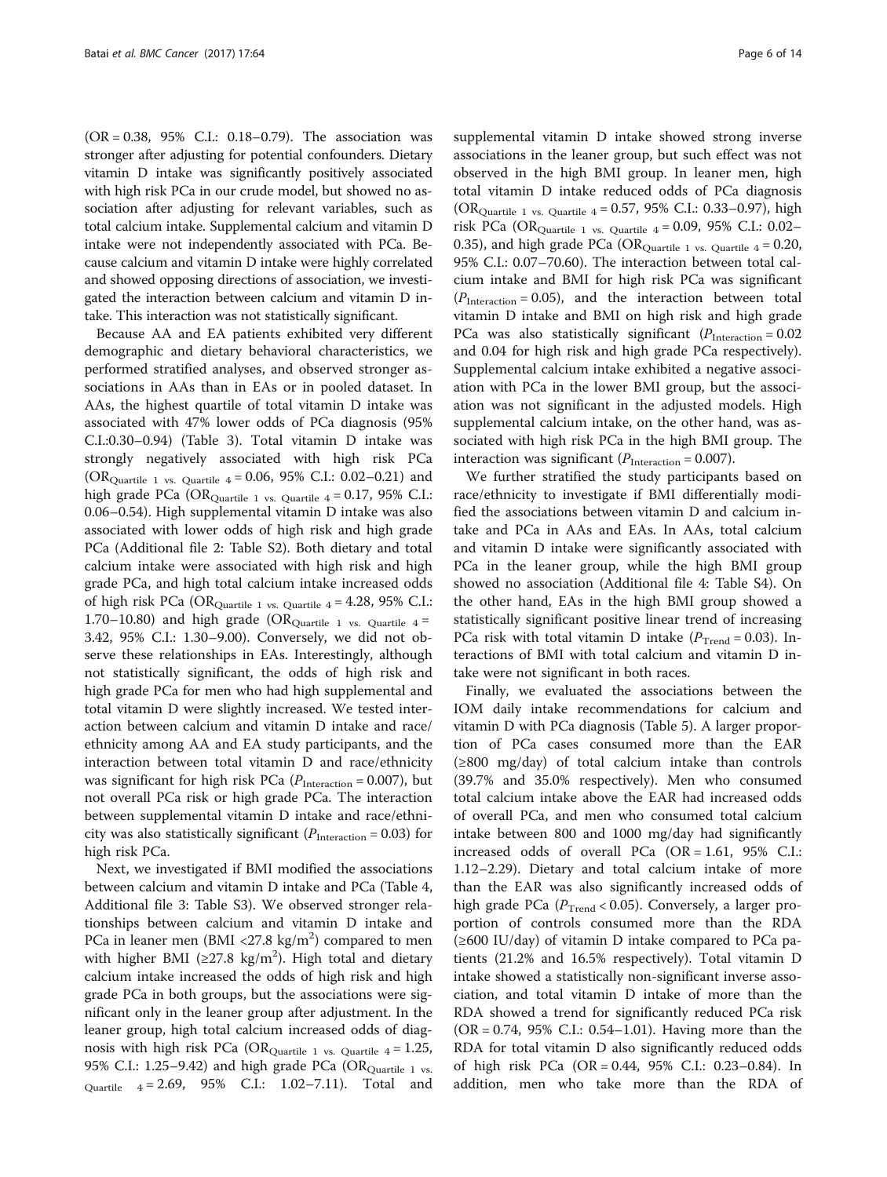(OR = 0.38, 95% C.I.: 0.18–0.79). The association was stronger after adjusting for potential confounders. Dietary vitamin D intake was significantly positively associated with high risk PCa in our crude model, but showed no association after adjusting for relevant variables, such as total calcium intake. Supplemental calcium and vitamin D intake were not independently associated with PCa. Because calcium and vitamin D intake were highly correlated and showed opposing directions of association, we investigated the interaction between calcium and vitamin D intake. This interaction was not statistically significant.

Because AA and EA patients exhibited very different demographic and dietary behavioral characteristics, we performed stratified analyses, and observed stronger associations in AAs than in EAs or in pooled dataset. In AAs, the highest quartile of total vitamin D intake was associated with 47% lower odds of PCa diagnosis (95% C.I.:0.30–0.94) (Table 3). Total vitamin D intake was strongly negatively associated with high risk PCa ($OR_{\text{Quartile 1 vs. Quartile 4}}$ = 0.06, 95% C.I.: 0.02–0.21) and high grade PCa ($OR_{\text{Quartile 1 vs. Quartile 4}}$ = 0.17, 95% C.I.: 0.06–0.54). High supplemental vitamin D intake was also associated with lower odds of high risk and high grade PCa (Additional file 2: Table S2). Both dietary and total calcium intake were associated with high risk and high grade PCa, and high total calcium intake increased odds of high risk PCa ($OR_{\text{Quartile 1 vs. Quartile 4}}$ = 4.28, 95% C.I.: 1.70–10.80) and high grade ($OR_{\text{Quartile 1 vs. Quartile 4}}$ = 3.42, 95% C.I.: 1.30–9.00). Conversely, we did not observe these relationships in EAs. Interestingly, although not statistically significant, the odds of high risk and high grade PCa for men who had high supplemental and total vitamin D were slightly increased. We tested interaction between calcium and vitamin D intake and race/ethnicity among AA and EA study participants, and the interaction between total vitamin D and race/ethnicity was significant for high risk PCa ($P_{\text{Interaction}}$ = 0.007), but not overall PCa risk or high grade PCa. The interaction between supplemental vitamin D intake and race/ethnicity was also statistically significant ($P_{\text{Interaction}}$ = 0.03) for high risk PCa.

Next, we investigated if BMI modified the associations between calcium and vitamin D intake and PCa (Table 4, Additional file 3: Table S3). We observed stronger relationships between calcium and vitamin D intake and PCa in leaner men (BMI <27.8 kg/m$^2$) compared to men with higher BMI (≥27.8 kg/m$^2$). High total and dietary calcium intake increased the odds of high risk and high grade PCa in both groups, but the associations were significant only in the leaner group after adjustment. In the leaner group, high total calcium increased odds of diagnosis with high risk PCa ($OR_{\text{Quartile 1 vs. Quartile 4}}$ = 1.25, 95% C.I.: 1.25–9.42) and high grade PCa ($OR_{\text{Quartile 1 vs. Quartile 4}}$ = 2.69, 95% C.I.: 1.02–7.11). Total and supplemental vitamin D intake showed strong inverse associations in the leaner group, but such effect was not observed in the high BMI group. In leaner men, high total vitamin D intake reduced odds of PCa diagnosis ($OR_{\text{Quartile 1 vs. Quartile 4}}$ = 0.57, 95% C.I.: 0.33–0.97), high risk PCa ($OR_{\text{Quartile 1 vs. Quartile 4}}$ = 0.09, 95% C.I.: 0.02–0.35), and high grade PCa ($OR_{\text{Quartile 1 vs. Quartile 4}}$ = 0.20, 95% C.I.: 0.07–70.60). The interaction between total calcium intake and BMI for high risk PCa was significant ($P_{\text{Interaction}}$ = 0.05), and the interaction between total vitamin D intake and BMI on high risk and high grade PCa was also statistically significant ($P_{\text{Interaction}}$ = 0.02 and 0.04 for high risk and high grade PCa respectively). Supplemental calcium intake exhibited a negative association with PCa in the lower BMI group, but the association was not significant in the adjusted models. High supplemental calcium intake, on the other hand, was associated with high risk PCa in the high BMI group. The interaction was significant ($P_{\text{Interaction}}$ = 0.007).

We further stratified the study participants based on race/ethnicity to investigate if BMI differentially modified the associations between vitamin D and calcium intake and PCa in AAs and EAs. In AAs, total calcium and vitamin D intake were significantly associated with PCa in the leaner group, while the high BMI group showed no association (Additional file 4: Table S4). On the other hand, EAs in the high BMI group showed a statistically significant positive linear trend of increasing PCa risk with total vitamin D intake ($P_{\text{Trend}}$ = 0.03). Interactions of BMI with total calcium and vitamin D intake were not significant in both races.

Finally, we evaluated the associations between the IOM daily intake recommendations for calcium and vitamin D with PCa diagnosis (Table 5). A larger proportion of PCa cases consumed more than the EAR (≥800 mg/day) of total calcium intake than controls (39.7% and 35.0% respectively). Men who consumed total calcium intake above the EAR had increased odds of overall PCa, and men who consumed total calcium intake between 800 and 1000 mg/day had significantly increased odds of overall PCa (OR = 1.61, 95% C.I.: 1.12–2.29). Dietary and total calcium intake of more than the EAR was also significantly increased odds of high grade PCa ($P_{\text{Trend}}$ < 0.05). Conversely, a larger proportion of controls consumed more than the RDA (≥600 IU/day) of vitamin D intake compared to PCa patients (21.2% and 16.5% respectively). Total vitamin D intake showed a statistically non-significant inverse association, and total vitamin D intake of more than the RDA showed a trend for significantly reduced PCa risk (OR = 0.74, 95% C.I.: 0.54–1.01). Having more than the RDA for total vitamin D also significantly reduced odds of high risk PCa (OR = 0.44, 95% C.I.: 0.23–0.84). In addition, men who take more than the RDA of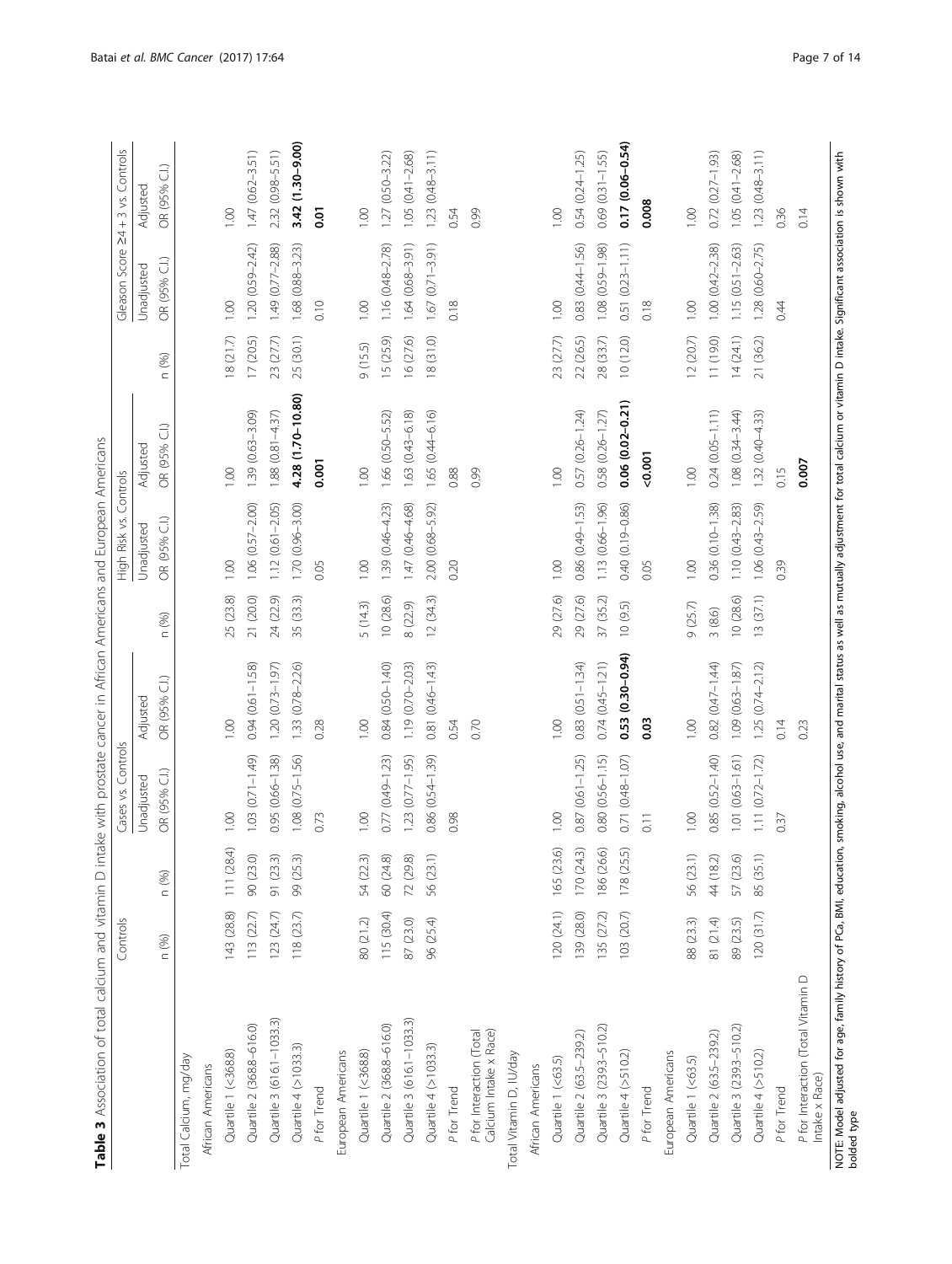**Table 3** Association of total calcium and vitamin D intake with prostate cancer in African Americans and European Americans

| | Controls | Cases vs. Controls | | | High Risk vs. Controls | | | Gleason Score ≥4 + 3 vs. Controls | | |
|---|---|---|---|---|---|---|---|---|---|---|
| | | | Unadjusted | Adjusted | | Unadjusted | Adjusted | | Unadjusted | Adjusted |
| | n (%) | n (%) | OR (95% C.I.) | OR (95% C.I.) | n (%) | OR (95% C.I.) | OR (95% C.I.) | n (%) | OR (95% C.I.) | OR (95% C.I.) |
| Total Calcium, mg/day | | | | | | | | | | |
| African Americans | | | | | | | | | | |
| Quartile 1 (<368.8) | 143 (28.8) | 111 (28.4) | 1.00 | 1.00 | 25 (23.8) | 1.00 | 1.00 | 18 (21.7) | 1.00 | 1.00 |
| Quartile 2 (368.8–616.0) | 113 (22.7) | 90 (23.0) | 1.03 (0.71–1.49) | 0.94 (0.61–1.58) | 21 (20.0) | 1.06 (0.57–2.00) | 1.39 (0.63–3.09) | 17 (20.5) | 1.20 (0.59–2.42) | 1.47 (0.62–3.51) |
| Quartile 3 (616.1–1033.3) | 123 (24.7) | 91 (23.3) | 0.95 (0.66–1.38) | 1.20 (0.73–1.97) | 24 (22.9) | 1.12 (0.61–2.05) | 1.88 (0.81–4.37) | 23 (27.7) | 1.49 (0.77–2.88) | 2.32 (0.98–5.51) |
| Quartile 4 (>1033.3) | 118 (23.7) | 99 (25.3) | 1.08 (0.75–1.56) | 1.33 (0.78–2.26) | 35 (33.3) | 1.70 (0.96–3.00) | **4.28 (1.70–10.80)** | 25 (30.1) | 1.68 (0.88–3.23) | **3.42 (1.30–9.00)** |
| *P* for Trend | | | 0.73 | 0.28 | | 0.05 | **0.001** | | 0.10 | **0.01** |
| European Americans | | | | | | | | | | |
| Quartile 1 (<368.8) | 80 (21.2) | 54 (22.3) | 1.00 | 1.00 | 5 (14.3) | 1.00 | 1.00 | 9 (15.5) | 1.00 | 1.00 |
| Quartile 2 (368.8–616.0) | 115 (30.4) | 60 (24.8) | 0.77 (0.49–1.23) | 0.84 (0.50–1.40) | 10 (28.6) | 1.39 (0.46–4.23) | 1.66 (0.50–5.52) | 15 (25.9) | 1.16 (0.48–2.78) | 1.27 (0.50–3.22) |
| Quartile 3 (616.1–1033.3) | 87 (23.0) | 72 (29.8) | 1.23 (0.77–1.95) | 1.19 (0.70–2.03) | 8 (22.9) | 1.47 (0.46–4.68) | 1.63 (0.43–6.18) | 16 (27.6) | 1.64 (0.68–3.91) | 1.05 (0.41–2.68) |
| Quartile 4 (>1033.3) | 96 (25.4) | 56 (23.1) | 0.86 (0.54–1.39) | 0.81 (0.46–1.43) | 12 (34.3) | 2.00 (0.68–5.92) | 1.65 (0.44–6.16) | 18 (31.0) | 1.67 (0.71–3.91) | 1.23 (0.48–3.11) |
| *P* for Trend | | | 0.98 | 0.54 | | 0.20 | 0.88 | | 0.18 | 0.54 |
| *P* for Interaction (Total Calcium Intake x Race) | | | | 0.70 | | | 0.99 | | | 0.99 |
| Total Vitamin D, IU/day | | | | | | | | | | |
| African Americans | | | | | | | | | | |
| Quartile 1 (<63.5) | 120 (24.1) | 165 (23.6) | 1.00 | 1.00 | 29 (27.6) | 1.00 | 1.00 | 23 (27.7) | 1.00 | 1.00 |
| Quartile 2 (63.5–239.2) | 139 (28.0) | 170 (24.3) | 0.87 (0.61–1.25) | 0.83 (0.51–1.34) | 29 (27.6) | 0.86 (0.49–1.53) | 0.57 (0.26–1.24) | 22 (26.5) | 0.83 (0.44–1.56) | 0.54 (0.24–1.25) |
| Quartile 3 (239.3–510.2) | 135 (27.2) | 186 (26.6) | 0.80 (0.56–1.15) | 0.74 (0.45–1.21) | 37 (35.2) | 1.13 (0.66–1.96) | 0.58 (0.26–1.27) | 28 (33.7) | 1.08 (0.59–1.98) | 0.69 (0.31–1.55) |
| Quartile 4 (>510.2) | 103 (20.7) | 178 (25.5) | 0.71 (0.48–1.07) | **0.53 (0.30–0.94)** | 10 (9.5) | 0.40 (0.19–0.86) | **0.06 (0.02–0.21)** | 10 (12.0) | 0.51 (0.23–1.11) | **0.17 (0.06–0.54)** |
| *P* for Trend | | | 0.11 | **0.03** | | 0.05 | **<0.001** | | 0.18 | **0.008** |
| European Americans | | | | | | | | | | |
| Quartile 1 (<63.5) | 88 (23.3) | 56 (23.1) | 1.00 | 1.00 | 9 (25.7) | 1.00 | 1.00 | 12 (20.7) | 1.00 | 1.00 |
| Quartile 2 (63.5–239.2) | 81 (21.4) | 44 (18.2) | 0.85 (0.52–1.40) | 0.82 (0.47–1.44) | 3 (8.6) | 0.36 (0.10–1.38) | 0.24 (0.05–1.11) | 11 (19.0) | 1.00 (0.42–2.38) | 0.72 (0.27–1.93) |
| Quartile 3 (239.3–510.2) | 89 (23.5) | 57 (23.6) | 1.01 (0.63–1.61) | 1.09 (0.63–1.87) | 10 (28.6) | 1.10 (0.43–2.83) | 1.08 (0.34–3.44) | 14 (24.1) | 1.15 (0.51–2.63) | 1.05 (0.41–2.68) |
| Quartile 4 (>510.2) | 120 (31.7) | 85 (35.1) | 1.11 (0.72–1.72) | 1.25 (0.74–2.12) | 13 (37.1) | 1.06 (0.43–2.59) | 1.32 (0.40–4.33) | 21 (36.2) | 1.28 (0.60–2.75) | 1.23 (0.48–3.11) |
| *P* for Trend | | | 0.37 | 0.14 | | 0.39 | 0.15 | | 0.44 | 0.36 |
| *P* for Interaction (Total Vitamin D Intake x Race) | | | | 0.23 | | | **0.007** | | | 0.14 |

NOTE: Model adjusted for age, family history of PCa, BMI, education, smoking, alcohol use, and marital status as well as mutually adjustment for total calcium or vitamin D intake. Significant association is shown with bolded type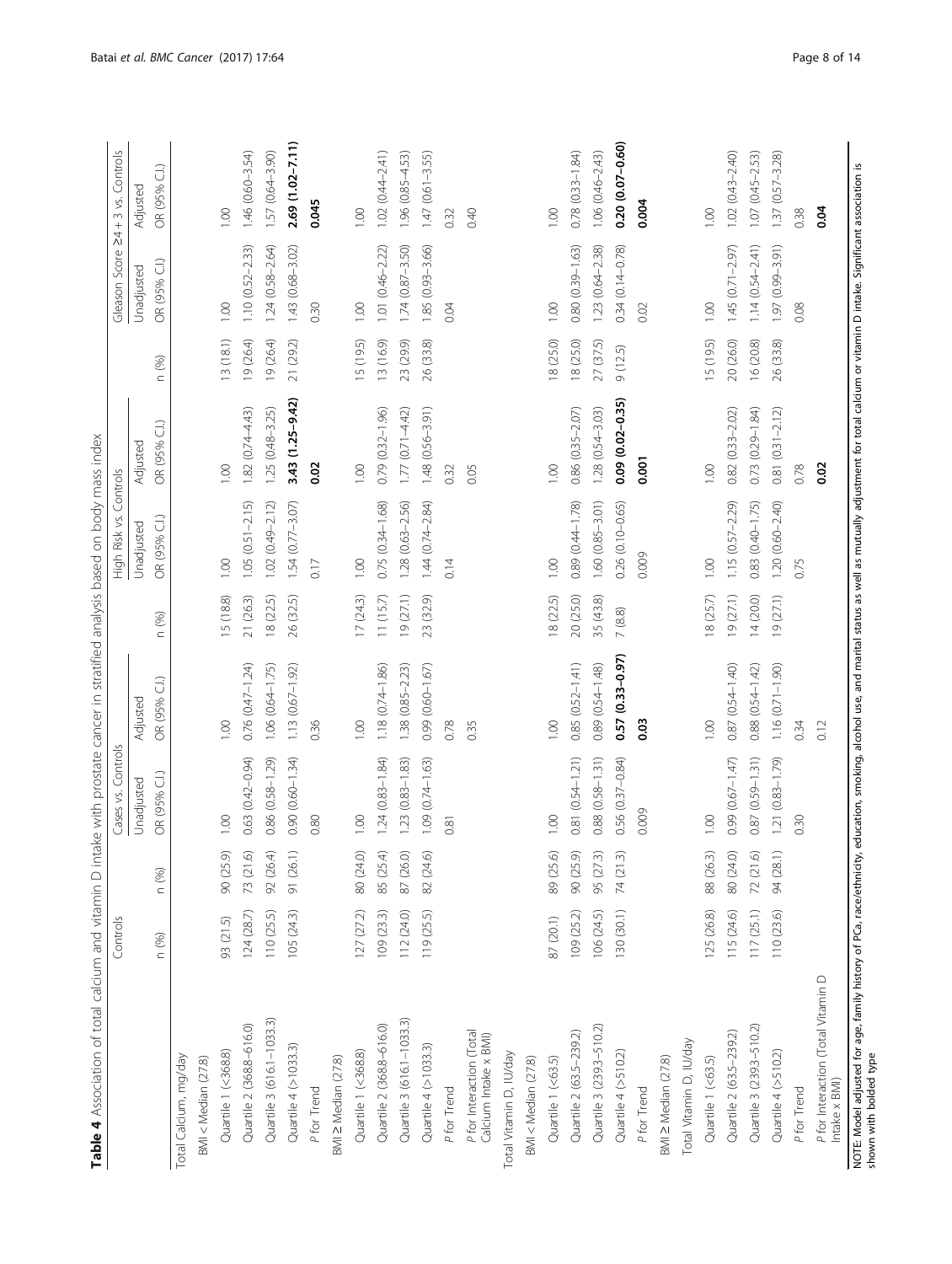**Table 4** Association of total calcium and vitamin D intake with prostate cancer in stratified analysis based on body mass index

| | Controls | Cases vs. Controls | | | High Risk vs. Controls | | | Gleason Score ≥4 + 3 vs. Controls | | |
|---|---|---|---|---|---|---|---|---|---|---|
| | | | Unadjusted | Adjusted | | Unadjusted | Adjusted | | Unadjusted | Adjusted |
| | n (%) | n (%) | OR (95% C.I.) | OR (95% C.I.) | n (%) | OR (95% C.I.) | OR (95% C.I.) | n (%) | OR (95% C.I.) | OR (95% C.I.) |
| Total Calcium, mg/day | | | | | | | | | | |
| BMI < Median (27.8) | | | | | | | | | | |
| Quartile 1 (<368.8) | 93 (21.5) | 90 (25.9) | 1.00 | 1.00 | 15 (18.8) | 1.00 | 1.00 | 13 (18.1) | 1.00 | 1.00 |
| Quartile 2 (368.8–616.0) | 124 (28.7) | 73 (21.6) | 0.63 (0.42–0.94) | 0.76 (0.47–1.24) | 21 (26.3) | 1.05 (0.51–2.15) | 1.82 (0.74–4.43) | 19 (26.4) | 1.10 (0.52–2.33) | 1.46 (0.60–3.54) |
| Quartile 3 (616.1–1033.3) | 110 (25.5) | 92 (26.4) | 0.86 (0.58–1.29) | 1.06 (0.64–1.75) | 18 (22.5) | 1.02 (0.49–2.12) | 1.25 (0.48–3.25) | 19 (26.4) | 1.24 (0.58–2.64) | 1.57 (0.64–3.90) |
| Quartile 4 (>1033.3) | 105 (24.3) | 91 (26.1) | 0.90 (0.60–1.34) | 1.13 (0.67–1.92) | 26 (32.5) | 1.54 (0.77–3.07) | **3.43 (1.25–9.42)** | 21 (29.2) | 1.43 (0.68–3.02) | **2.69 (1.02–7.11)** |
| *P* for Trend | | | 0.80 | 0.36 | | 0.17 | **0.02** | | 0.30 | **0.045** |
| BMI ≥ Median (27.8) | | | | | | | | | | |
| Quartile 1 (<368.8) | 127 (27.2) | 80 (24.0) | 1.00 | 1.00 | 17 (24.3) | 1.00 | 1.00 | 15 (19.5) | 1.00 | 1.00 |
| Quartile 2 (368.8–616.0) | 109 (23.3) | 85 (25.4) | 1.24 (0.83–1.84) | 1.18 (0.74–1.86) | 11 (15.7) | 0.75 (0.34–1.68) | 0.79 (0.32–1.96) | 13 (16.9) | 1.01 (0.46–2.22) | 1.02 (0.44–2.41) |
| Quartile 3 (616.1–1033.3) | 112 (24.0) | 87 (26.0) | 1.23 (0.83–1.83) | 1.38 (0.85–2.23) | 19 (27.1) | 1.28 (0.63–2.56) | 1.77 (0.71–4.42) | 23 (29.9) | 1.74 (0.87–3.50) | 1.96 (0.85–4.53) |
| Quartile 4 (>1033.3) | 119 (25.5) | 82 (24.6) | 1.09 (0.74–1.63) | 0.99 (0.60–1.67) | 23 (32.9) | 1.44 (0.74–2.84) | 1.48 (0.56–3.91) | 26 (33.8) | 1.85 (0.93–3.66) | 1.47 (0.61–3.55) |
| *P* for Trend | | | 0.81 | 0.78 | | 0.14 | 0.32 | | 0.04 | 0.32 |
| *P* for Interaction (Total Calcium Intake x BMI) | | | | 0.35 | | | 0.05 | | | 0.40 |
| Total Vitamin D, IU/day | | | | | | | | | | |
| BMI < Median (27.8) | | | | | | | | | | |
| Quartile 1 (<63.5) | 87 (20.1) | 89 (25.6) | 1.00 | 1.00 | 18 (22.5) | 1.00 | 1.00 | 18 (25.0) | 1.00 | 1.00 |
| Quartile 2 (63.5–239.2) | 109 (25.2) | 90 (25.9) | 0.81 (0.54–1.21) | 0.85 (0.52–1.41) | 20 (25.0) | 0.89 (0.44–1.78) | 0.86 (0.35–2.07) | 18 (25.0) | 0.80 (0.39–1.63) | 0.78 (0.33–1.84) |
| Quartile 3 (239.3–510.2) | 106 (24.5) | 95 (27.3) | 0.88 (0.58–1.31) | 0.89 (0.54–1.48) | 35 (43.8) | 1.60 (0.85–3.01) | 1.28 (0.54–3.03) | 27 (37.5) | 1.23 (0.64–2.38) | 1.06 (0.46–2.43) |
| Quartile 4 (>510.2) | 130 (30.1) | 74 (21.3) | 0.56 (0.37–0.84) | **0.57 (0.33–0.97)** | 7 (8.8) | 0.26 (0.10–0.65) | **0.09 (0.02–0.35)** | 9 (12.5) | 0.34 (0.14–0.78) | **0.20 (0.07–0.60)** |
| *P* for Trend | | | 0.009 | **0.03** | | 0.009 | **0.001** | | 0.02 | **0.004** |
| BMI ≥ Median (27.8) | | | | | | | | | | |
| Total Vitamin D, IU/day | | | | | | | | | | |
| Quartile 1 (<63.5) | 125 (26.8) | 88 (26.3) | 1.00 | 1.00 | 18 (25.7) | 1.00 | 1.00 | 15 (19.5) | 1.00 | 1.00 |
| Quartile 2 (63.5–239.2) | 115 (24.6) | 80 (24.0) | 0.99 (0.67–1.47) | 0.87 (0.54–1.40) | 19 (27.1) | 1.15 (0.57–2.29) | 0.82 (0.33–2.02) | 20 (26.0) | 1.45 (0.71–2.97) | 1.02 (0.43–2.40) |
| Quartile 3 (239.3–510.2) | 117 (25.1) | 72 (21.6) | 0.87 (0.59–1.31) | 0.88 (0.54–1.42) | 14 (20.0) | 0.83 (0.40–1.75) | 0.73 (0.29–1.84) | 16 (20.8) | 1.14 (0.54–2.41) | 1.07 (0.45–2.53) |
| Quartile 4 (>510.2) | 110 (23.6) | 94 (28.1) | 1.21 (0.83–1.79) | 1.16 (0.71–1.90) | 19 (27.1) | 1.20 (0.60–2.40) | 0.81 (0.31–2.12) | 26 (33.8) | 1.97 (0.99–3.91) | 1.37 (0.57–3.28) |
| *P* for Trend | | | 0.30 | 0.34 | | 0.75 | 0.78 | | 0.08 | 0.38 |
| *P* for Interaction (Total Vitamin D Intake x BMI) | | | | 0.12 | | | **0.02** | | | **0.04** |

NOTE: Model adjusted for age, family history of PCa, race/ethnicity, education, smoking, alcohol use, and marital status as well as mutually adjustment for total calcium or vitamin D intake. Significant association is shown with bolded type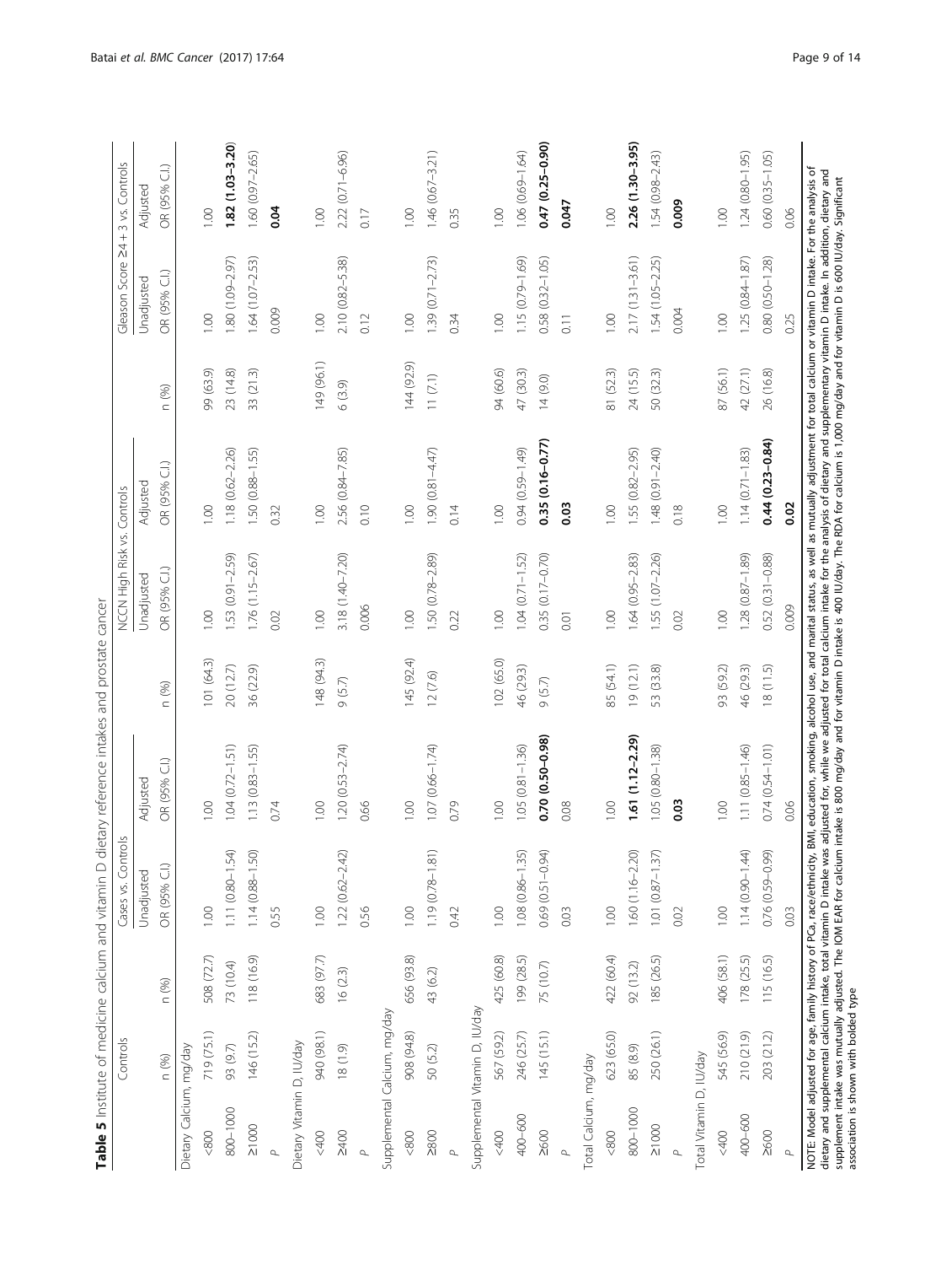**Table 5** Institute of medicine calcium and vitamin D dietary reference intakes and prostate cancer

| | Controls | Cases vs. Controls | | | NCCN High Risk vs. Controls | | | Gleason Score ≥4 + 3 vs. Controls | | |
|---|---|---|---|---|---|---|---|---|---|---|
| | n (%) | n (%) | Unadjusted OR (95% C.I.) | Adjusted OR (95% C.I.) | n (%) | Unadjusted OR (95% C.I.) | Adjusted OR (95% C.I.) | n (%) | Unadjusted OR (95% C.I.) | Adjusted OR (95% C.I.) |
| Dietary Calcium, mg/day | | | | | | | | | | |
| <800 | 719 (75.1) | 508 (72.7) | 1.00 | 1.00 | 101 (64.3) | 1.00 | 1.00 | 99 (63.9) | 1.00 | 1.00 |
| 800–1000 | 93 (9.7) | 73 (10.4) | 1.11 (0.80–1.54) | 1.04 (0.72–1.51) | 20 (12.7) | 1.53 (0.91–2.59) | 1.18 (0.62–2.26) | 23 (14.8) | 1.80 (1.09–2.97) | **1.82 (1.03–3.20)** |
| ≥1000 | 146 (15.2) | 118 (16.9) | 1.14 (0.88–1.50) | 1.13 (0.83–1.55) | 36 (22.9) | 1.76 (1.15–2.67) | 1.50 (0.88–1.55) | 33 (21.3) | 1.64 (1.07–2.53) | 1.60 (0.97–2.65) |
| *P* | | | 0.55 | 0.74 | | 0.02 | 0.32 | | 0.009 | **0.04** |
| Dietary Vitamin D, IU/day | | | | | | | | | | |
| <400 | 940 (98.1) | 683 (97.7) | 1.00 | 1.00 | 148 (94.3) | 1.00 | 1.00 | 149 (96.1) | 1.00 | 1.00 |
| ≥400 | 18 (1.9) | 16 (2.3) | 1.22 (0.62–2.42) | 1.20 (0.53–2.74) | 9 (5.7) | 3.18 (1.40–7.20) | 2.56 (0.84–7.85) | 6 (3.9) | 2.10 (0.82–5.38) | 2.22 (0.71–6.96) |
| *P* | | | 0.56 | 0.66 | | 0.006 | 0.10 | | 0.12 | 0.17 |
| Supplemental Calcium, mg/day | | | | | | | | | | |
| <800 | 908 (94.8) | 656 (93.8) | 1.00 | 1.00 | 145 (92.4) | 1.00 | 1.00 | 144 (92.9) | 1.00 | 1.00 |
| ≥800 | 50 (5.2) | 43 (6.2) | 1.19 (0.78–1.81) | 1.07 (0.66–1.74) | 12 (7.6) | 1.50 (0.78–2.89) | 1.90 (0.81–4.47) | 11 (7.1) | 1.39 (0.71–2.73) | 1.46 (0.67–3.21) |
| *P* | | | 0.42 | 0.79 | | 0.22 | 0.14 | | 0.34 | 0.35 |
| Supplemental Vitamin D, IU/day | | | | | | | | | | |
| <400 | 567 (59.2) | 425 (60.8) | 1.00 | 1.00 | 102 (65.0) | 1.00 | 1.00 | 94 (60.6) | 1.00 | 1.00 |
| 400–600 | 246 (25.7) | 199 (28.5) | 1.08 (0.86–1.35) | 1.05 (0.81–1.36) | 46 (29.3) | 1.04 (0.71–1.52) | 0.94 (0.59–1.49) | 47 (30.3) | 1.15 (0.79–1.69) | 1.06 (0.69–1.64) |
| ≥600 | 145 (15.1) | 75 (10.7) | 0.69 (0.51–0.94) | **0.70 (0.50–0.98)** | 9 (5.7) | 0.35 (0.17–0.70) | **0.35 (0.16–0.77)** | 14 (9.0) | 0.58 (0.32–1.05) | **0.47 (0.25–0.90)** |
| *P* | | | 0.03 | 0.08 | | 0.01 | **0.03** | | 0.11 | **0.047** |
| Total Calcium, mg/day | | | | | | | | | | |
| <800 | 623 (65.0) | 422 (60.4) | 1.00 | 1.00 | 85 (54.1) | 1.00 | 1.00 | 81 (52.3) | 1.00 | 1.00 |
| 800–1000 | 85 (8.9) | 92 (13.2) | 1.60 (1.16–2.20) | **1.61 (1.12–2.29)** | 19 (12.1) | 1.64 (0.95–2.83) | 1.55 (0.82–2.95) | 24 (15.5) | 2.17 (1.31–3.61) | **2.26 (1.30–3.95)** |
| ≥1000 | 250 (26.1) | 185 (26.5) | 1.01 (0.87–1.37) | 1.05 (0.80–1.38) | 53 (33.8) | 1.55 (1.07–2.26) | 1.48 (0.91–2.40) | 50 (32.3) | 1.54 (1.05–2.25) | 1.54 (0.98–2.43) |
| *P* | | | 0.02 | **0.03** | | 0.02 | 0.18 | | 0.004 | **0.009** |
| Total Vitamin D, IU/day | | | | | | | | | | |
| <400 | 545 (56.9) | 406 (58.1) | 1.00 | 1.00 | 93 (59.2) | 1.00 | 1.00 | 87 (56.1) | 1.00 | 1.00 |
| 400–600 | 210 (21.9) | 178 (25.5) | 1.14 (0.90–1.44) | 1.11 (0.85–1.46) | 46 (29.3) | 1.28 (0.87–1.89) | 1.14 (0.71–1.83) | 42 (27.1) | 1.25 (0.84–1.87) | 1.24 (0.80–1.95) |
| ≥600 | 203 (21.2) | 115 (16.5) | 0.76 (0.59–0.99) | 0.74 (0.54–1.01) | 18 (11.5) | 0.52 (0.31–0.88) | **0.44 (0.23–0.84)** | 26 (16.8) | 0.80 (0.50–1.28) | 0.60 (0.35–1.05) |
| *P* | | | 0.03 | 0.06 | | 0.009 | **0.02** | | 0.25 | 0.06 |

NOTE: Model adjusted for age, family history of PCa, race/ethnicity, BMI, education, smoking, alcohol use, and marital status, as well as mutually adjustment for total calcium or vitamin D intake. For the analysis of dietary and supplemental calcium intake, total vitamin D intake was adjusted for, while we adjusted for total calcium intake for the analysis of dietary and supplementary vitamin D intake. In addition, dietary and supplement intake was mutually adjusted. The IOM EAR for calcium intake is 800 mg/day and for vitamin D intake is 400 IU/day. The RDA for calcium is 1,000 mg/day and for vitamin D is 600 IU/day. Significant association is shown with bolded type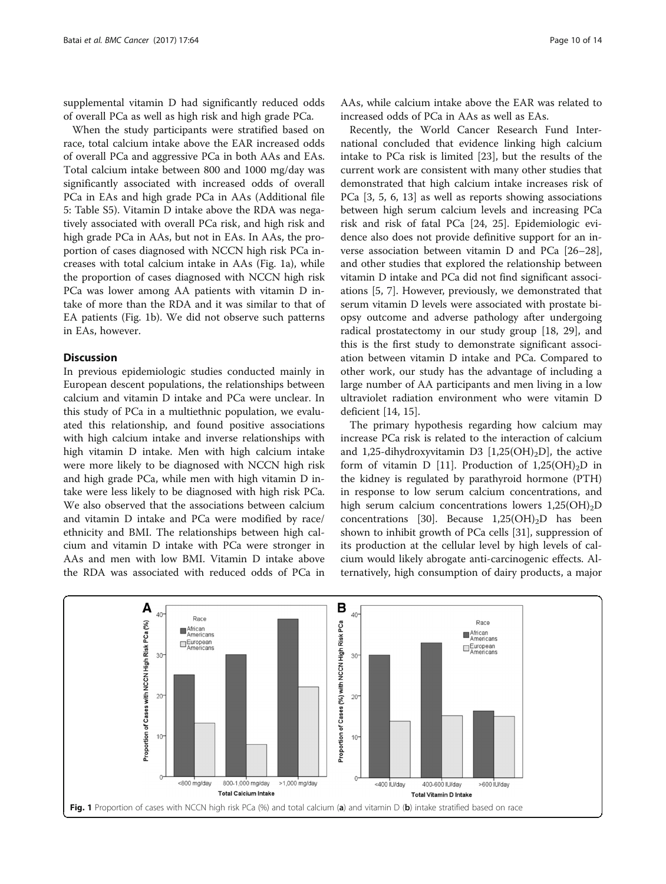supplemental vitamin D had significantly reduced odds of overall PCa as well as high risk and high grade PCa.

When the study participants were stratified based on race, total calcium intake above the EAR increased odds of overall PCa and aggressive PCa in both AAs and EAs. Total calcium intake between 800 and 1000 mg/day was significantly associated with increased odds of overall PCa in EAs and high grade PCa in AAs (Additional file 5: Table S5). Vitamin D intake above the RDA was negatively associated with overall PCa risk, and high risk and high grade PCa in AAs, but not in EAs. In AAs, the proportion of cases diagnosed with NCCN high risk PCa increases with total calcium intake in AAs (Fig. 1a), while the proportion of cases diagnosed with NCCN high risk PCa was lower among AA patients with vitamin D intake of more than the RDA and it was similar to that of EA patients (Fig. 1b). We did not observe such patterns in EAs, however.

## Discussion

In previous epidemiologic studies conducted mainly in European descent populations, the relationships between calcium and vitamin D intake and PCa were unclear. In this study of PCa in a multiethnic population, we evaluated this relationship, and found positive associations with high calcium intake and inverse relationships with high vitamin D intake. Men with high calcium intake were more likely to be diagnosed with NCCN high risk and high grade PCa, while men with high vitamin D intake were less likely to be diagnosed with high risk PCa. We also observed that the associations between calcium and vitamin D intake and PCa were modified by race/ethnicity and BMI. The relationships between high calcium and vitamin D intake with PCa were stronger in AAs and men with low BMI. Vitamin D intake above the RDA was associated with reduced odds of PCa in AAs, while calcium intake above the EAR was related to increased odds of PCa in AAs as well as EAs.

Recently, the World Cancer Research Fund International concluded that evidence linking high calcium intake to PCa risk is limited [23], but the results of the current work are consistent with many other studies that demonstrated that high calcium intake increases risk of PCa [3, 5, 6, 13] as well as reports showing associations between high serum calcium levels and increasing PCa risk and risk of fatal PCa [24, 25]. Epidemiologic evidence also does not provide definitive support for an inverse association between vitamin D and PCa [26–28], and other studies that explored the relationship between vitamin D intake and PCa did not find significant associations [5, 7]. However, previously, we demonstrated that serum vitamin D levels were associated with prostate biopsy outcome and adverse pathology after undergoing radical prostatectomy in our study group [18, 29], and this is the first study to demonstrate significant association between vitamin D intake and PCa. Compared to other work, our study has the advantage of including a large number of AA participants and men living in a low ultraviolet radiation environment who were vitamin D deficient [14, 15].

The primary hypothesis regarding how calcium may increase PCa risk is related to the interaction of calcium and 1,25-dihydroxyvitamin D3 [$1,25(OH)_2D$], the active form of vitamin D [11]. Production of $1,25(OH)_2D$ in the kidney is regulated by parathyroid hormone (PTH) in response to low serum calcium concentrations, and high serum calcium concentrations lowers $1,25(OH)_2D$ concentrations [30]. Because $1,25(OH)_2D$ has been shown to inhibit growth of PCa cells [31], suppression of its production at the cellular level by high levels of calcium would likely abrogate anti-carcinogenic effects. Alternatively, high consumption of dairy products, a major

**Fig. 1** Proportion of cases with NCCN high risk PCa (%) and total calcium (**a**) and vitamin D (**b**) intake stratified based on race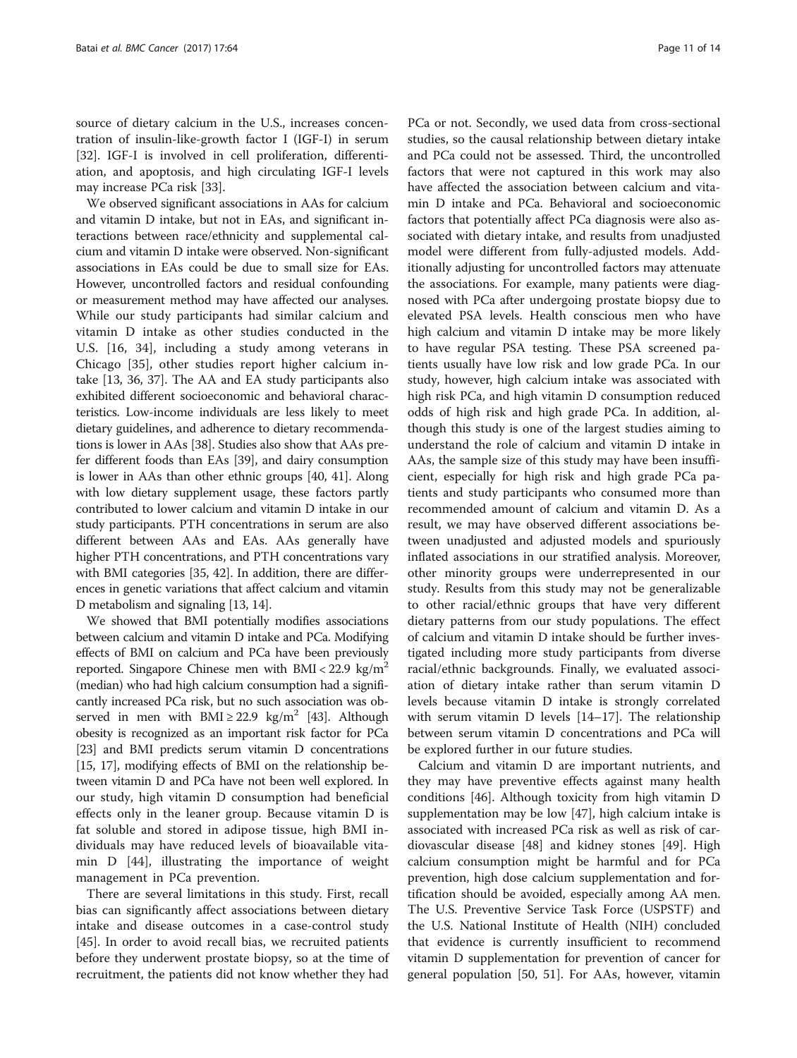source of dietary calcium in the U.S., increases concentration of insulin-like-growth factor I (IGF-I) in serum [32]. IGF-I is involved in cell proliferation, differentiation, and apoptosis, and high circulating IGF-I levels may increase PCa risk [33].

We observed significant associations in AAs for calcium and vitamin D intake, but not in EAs, and significant interactions between race/ethnicity and supplemental calcium and vitamin D intake were observed. Non-significant associations in EAs could be due to small size for EAs. However, uncontrolled factors and residual confounding or measurement method may have affected our analyses. While our study participants had similar calcium and vitamin D intake as other studies conducted in the U.S. [16, 34], including a study among veterans in Chicago [35], other studies report higher calcium intake [13, 36, 37]. The AA and EA study participants also exhibited different socioeconomic and behavioral characteristics. Low-income individuals are less likely to meet dietary guidelines, and adherence to dietary recommendations is lower in AAs [38]. Studies also show that AAs prefer different foods than EAs [39], and dairy consumption is lower in AAs than other ethnic groups [40, 41]. Along with low dietary supplement usage, these factors partly contributed to lower calcium and vitamin D intake in our study participants. PTH concentrations in serum are also different between AAs and EAs. AAs generally have higher PTH concentrations, and PTH concentrations vary with BMI categories [35, 42]. In addition, there are differences in genetic variations that affect calcium and vitamin D metabolism and signaling [13, 14].

We showed that BMI potentially modifies associations between calcium and vitamin D intake and PCa. Modifying effects of BMI on calcium and PCa have been previously reported. Singapore Chinese men with BMI < 22.9 $kg/m^2$ (median) who had high calcium consumption had a significantly increased PCa risk, but no such association was observed in men with BMI ≥ 22.9 $kg/m^2$ [43]. Although obesity is recognized as an important risk factor for PCa [23] and BMI predicts serum vitamin D concentrations [15, 17], modifying effects of BMI on the relationship between vitamin D and PCa have not been well explored. In our study, high vitamin D consumption had beneficial effects only in the leaner group. Because vitamin D is fat soluble and stored in adipose tissue, high BMI individuals may have reduced levels of bioavailable vitamin D [44], illustrating the importance of weight management in PCa prevention.

There are several limitations in this study. First, recall bias can significantly affect associations between dietary intake and disease outcomes in a case-control study [45]. In order to avoid recall bias, we recruited patients before they underwent prostate biopsy, so at the time of recruitment, the patients did not know whether they had PCa or not. Secondly, we used data from cross-sectional studies, so the causal relationship between dietary intake and PCa could not be assessed. Third, the uncontrolled factors that were not captured in this work may also have affected the association between calcium and vitamin D intake and PCa. Behavioral and socioeconomic factors that potentially affect PCa diagnosis were also associated with dietary intake, and results from unadjusted model were different from fully-adjusted models. Additionally adjusting for uncontrolled factors may attenuate the associations. For example, many patients were diagnosed with PCa after undergoing prostate biopsy due to elevated PSA levels. Health conscious men who have high calcium and vitamin D intake may be more likely to have regular PSA testing. These PSA screened patients usually have low risk and low grade PCa. In our study, however, high calcium intake was associated with high risk PCa, and high vitamin D consumption reduced odds of high risk and high grade PCa. In addition, although this study is one of the largest studies aiming to understand the role of calcium and vitamin D intake in AAs, the sample size of this study may have been insufficient, especially for high risk and high grade PCa patients and study participants who consumed more than recommended amount of calcium and vitamin D. As a result, we may have observed different associations between unadjusted and adjusted models and spuriously inflated associations in our stratified analysis. Moreover, other minority groups were underrepresented in our study. Results from this study may not be generalizable to other racial/ethnic groups that have very different dietary patterns from our study populations. The effect of calcium and vitamin D intake should be further investigated including more study participants from diverse racial/ethnic backgrounds. Finally, we evaluated association of dietary intake rather than serum vitamin D levels because vitamin D intake is strongly correlated with serum vitamin D levels [14–17]. The relationship between serum vitamin D concentrations and PCa will be explored further in our future studies.

Calcium and vitamin D are important nutrients, and they may have preventive effects against many health conditions [46]. Although toxicity from high vitamin D supplementation may be low [47], high calcium intake is associated with increased PCa risk as well as risk of cardiovascular disease [48] and kidney stones [49]. High calcium consumption might be harmful and for PCa prevention, high dose calcium supplementation and fortification should be avoided, especially among AA men. The U.S. Preventive Service Task Force (USPSTF) and the U.S. National Institute of Health (NIH) concluded that evidence is currently insufficient to recommend vitamin D supplementation for prevention of cancer for general population [50, 51]. For AAs, however, vitamin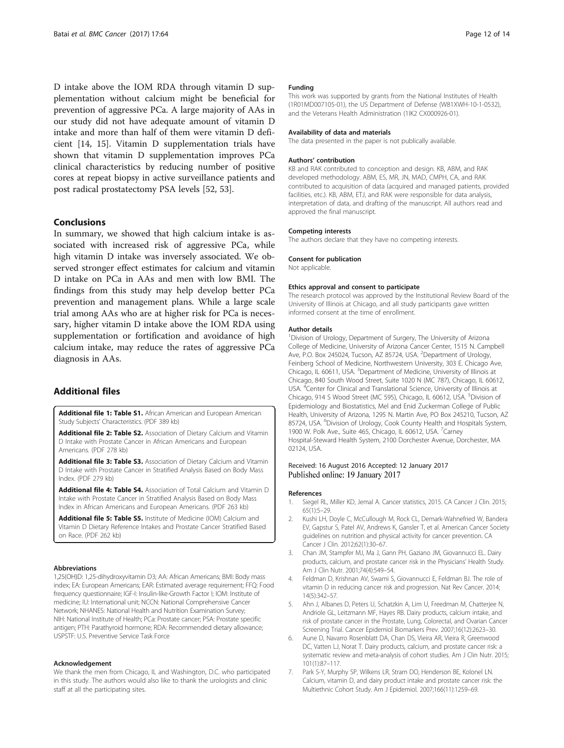D intake above the IOM RDA through vitamin D supplementation without calcium might be beneficial for prevention of aggressive PCa. A large majority of AAs in our study did not have adequate amount of vitamin D intake and more than half of them were vitamin D deficient [14, 15]. Vitamin D supplementation trials have shown that vitamin D supplementation improves PCa clinical characteristics by reducing number of positive cores at repeat biopsy in active surveillance patients and post radical prostatectomy PSA levels [52, 53].

## Conclusions

In summary, we showed that high calcium intake is associated with increased risk of aggressive PCa, while high vitamin D intake was inversely associated. We observed stronger effect estimates for calcium and vitamin D intake on PCa in AAs and men with low BMI. The findings from this study may help develop better PCa prevention and management plans. While a large scale trial among AAs who are at higher risk for PCa is necessary, higher vitamin D intake above the IOM RDA using supplementation or fortification and avoidance of high calcium intake, may reduce the rates of aggressive PCa diagnosis in AAs.

## Additional files

**Additional file 1: Table S1.** African American and European American Study Subjects' Characteristics. (PDF 389 kb)

**Additional file 2: Table S2.** Association of Dietary Calcium and Vitamin D Intake with Prostate Cancer in African Americans and European Americans. (PDF 278 kb)

**Additional file 3: Table S3.** Association of Dietary Calcium and Vitamin D Intake with Prostate Cancer in Stratified Analysis Based on Body Mass Index. (PDF 279 kb)

**Additional file 4: Table S4.** Association of Total Calcium and Vitamin D Intake with Prostate Cancer in Stratified Analysis Based on Body Mass Index in African Americans and European Americans. (PDF 263 kb)

**Additional file 5: Table S5.** Institute of Medicine (IOM) Calcium and Vitamin D Dietary Reference Intakes and Prostate Cancer Stratified Based on Race. (PDF 262 kb)

#### Abbreviations

1,25(OH)D: 1,25-dihydroxyvitamin D3; AA: African Americans; BMI: Body mass index; EA: European Americans; EAR: Estimated average requirement; FFQ: Food frequency questionnaire; IGF-I: Insulin-like-Growth Factor I; IOM: Institute of medicine; IU: International unit; NCCN: National Comprehensive Cancer Network; NHANES: National Health and Nutrition Examination Survey; NIH: National Institute of Health; PCa: Prostate cancer; PSA: Prostate specific antigen; PTH: Parathyroid hormone; RDA: Recommended dietary allowance; USPSTF: U.S. Preventive Service Task Force

#### Acknowledgement

We thank the men from Chicago, IL and Washington, D.C. who participated in this study. The authors would also like to thank the urologists and clinic staff at all the participating sites.

#### Funding

This work was supported by grants from the National Institutes of Health (1R01MD007105-01), the US Department of Defense (W81XWH-10-1-0532), and the Veterans Health Administration (1IK2 CX000926-01).

#### Availability of data and materials

The data presented in the paper is not publically available.

#### Authors' contribution

KB and RAK contributed to conception and design. KB, ABM, and RAK developed methodology. ABM, ES, MR, JN, MAD, CMPH, CA, and RAK contributed to acquisition of data (acquired and managed patients, provided facilities, etc.). KB, ABM, ETJ, and RAK were responsible for data analysis, interpretation of data, and drafting of the manuscript. All authors read and approved the final manuscript.

#### Competing interests

The authors declare that they have no competing interests.

#### Consent for publication

Not applicable.

#### Ethics approval and consent to participate

The research protocol was approved by the Institutional Review Board of the University of Illinois at Chicago, and all study participants gave written informed consent at the time of enrollment.

#### Author details

[1]Division of Urology, Department of Surgery, The University of Arizona College of Medicine, University of Arizona Cancer Center, 1515 N. Campbell Ave, P.O. Box 245024, Tucson, AZ 85724, USA. [2]Department of Urology, Feinberg School of Medicine, Northwestern University, 303 E. Chicago Ave, Chicago, IL 60611, USA. [3]Department of Medicine, University of Illinois at Chicago, 840 South Wood Street, Suite 1020 N (MC 787), Chicago, IL 60612, USA. [4]Center for Clinical and Translational Science, University of Illinois at Chicago, 914 S Wood Street (MC 595), Chicago, IL 60612, USA. [5]Division of Epidemiology and Biostatistics, Mel and Enid Zuckerman College of Public Health, University of Arizona, 1295 N. Martin Ave, PO Box 245210, Tucson, AZ 85724, USA. [6]Division of Urology, Cook County Health and Hospitals System, 1900 W. Polk Ave., Suite 465, Chicago, IL 60612, USA. [7]Carney Hospital-Steward Health System, 2100 Dorchester Avenue, Dorchester, MA 02124, USA.

Received: 16 August 2016 Accepted: 12 January 2017
Published online: 19 January 2017

#### References

1. Siegel RL, Miller KD, Jemal A. Cancer statistics, 2015. CA Cancer J Clin. 2015; 65(1):5–29.
2. Kushi LH, Doyle C, McCullough M, Rock CL, Demark-Wahnefried W, Bandera EV, Gapstur S, Patel AV, Andrews K, Gansler T, et al. American Cancer Society guidelines on nutrition and physical activity for cancer prevention. CA Cancer J Clin. 2012;62(1):30–67.
3. Chan JM, Stampfer MJ, Ma J, Gann PH, Gaziano JM, Giovannucci EL. Dairy products, calcium, and prostate cancer risk in the Physicians' Health Study. Am J Clin Nutr. 2001;74(4):549–54.
4. Feldman D, Krishnan AV, Swami S, Giovannucci E, Feldman BJ. The role of vitamin D in reducing cancer risk and progression. Nat Rev Cancer. 2014; 14(5):342–57.
5. Ahn J, Albanes D, Peters U, Schatzkin A, Lim U, Freedman M, Chatterjee N, Andriole GL, Leitzmann MF, Hayes RB. Dairy products, calcium intake, and risk of prostate cancer in the Prostate, Lung, Colorectal, and Ovarian Cancer Screening Trial. Cancer Epidemiol Biomarkers Prev. 2007;16(12):2623–30.
6. Aune D, Navarro Rosenblatt DA, Chan DS, Vieira AR, Vieira R, Greenwood DC, Vatten LJ, Norat T. Dairy products, calcium, and prostate cancer risk: a systematic review and meta-analysis of cohort studies. Am J Clin Nutr. 2015; 101(1):87–117.
7. Park S-Y, Murphy SP, Wilkens LR, Stram DO, Henderson BE, Kolonel LN. Calcium, vitamin D, and dairy product intake and prostate cancer risk: the Multiethnic Cohort Study. Am J Epidemiol. 2007;166(11):1259–69.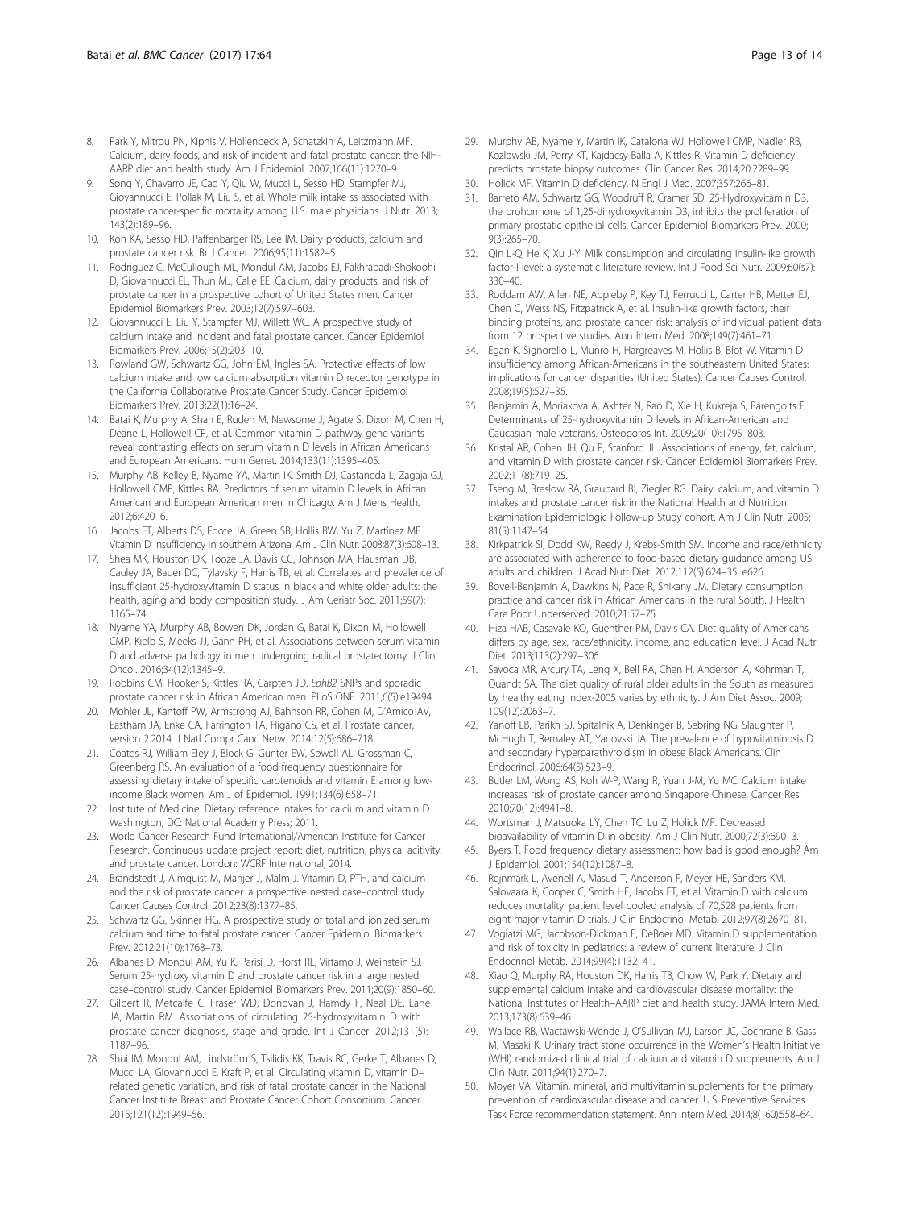8. Park Y, Mitrou PN, Kipnis V, Hollenbeck A, Schatzkin A, Leitzmann MF. Calcium, dairy foods, and risk of incident and fatal prostate cancer: the NIH-AARP diet and health study. Am J Epidemiol. 2007;166(11):1270–9.
9. Song Y, Chavarro JE, Cao Y, Qiu W, Mucci L, Sesso HD, Stampfer MJ, Giovannucci E, Pollak M, Liu S, et al. Whole milk intake ss associated with prostate cancer-specific mortality among U.S. male physicians. J Nutr. 2013; 143(2):189–96.
10. Koh KA, Sesso HD, Paffenbarger RS, Lee IM. Dairy products, calcium and prostate cancer risk. Br J Cancer. 2006;95(11):1582–5.
11. Rodriguez C, McCullough ML, Mondul AM, Jacobs EJ, Fakhrabadi-Shokoohi D, Giovannucci EL, Thun MJ, Calle EE. Calcium, dairy products, and risk of prostate cancer in a prospective cohort of United States men. Cancer Epidemiol Biomarkers Prev. 2003;12(7):597–603.
12. Giovannucci E, Liu Y, Stampfer MJ, Willett WC. A prospective study of calcium intake and incident and fatal prostate cancer. Cancer Epidemiol Biomarkers Prev. 2006;15(2):203–10.
13. Rowland GW, Schwartz GG, John EM, Ingles SA. Protective effects of low calcium intake and low calcium absorption vitamin D receptor genotype in the California Collaborative Prostate Cancer Study. Cancer Epidemiol Biomarkers Prev. 2013;22(1):16–24.
14. Batai K, Murphy A, Shah E, Ruden M, Newsome J, Agate S, Dixon M, Chen H, Deane L, Hollowell CP, et al. Common vitamin D pathway gene variants reveal contrasting effects on serum vitamin D levels in African Americans and European Americans. Hum Genet. 2014;133(11):1395–405.
15. Murphy AB, Kelley B, Nyame YA, Martin IK, Smith DJ, Castaneda L, Zagaja GJ, Hollowell CMP, Kittles RA. Predictors of serum vitamin D levels in African American and European American men in Chicago. Am J Mens Health. 2012;6:420–6.
16. Jacobs ET, Alberts DS, Foote JA, Green SB, Hollis BW, Yu Z, Martínez ME. Vitamin D insufficiency in southern Arizona. Am J Clin Nutr. 2008;87(3):608–13.
17. Shea MK, Houston DK, Tooze JA, Davis CC, Johnson MA, Hausman DB, Cauley JA, Bauer DC, Tylavsky F, Harris TB, et al. Correlates and prevalence of insufficient 25-hydroxyvitamin D status in black and white older adults: the health, aging and body composition study. J Am Geriatr Soc. 2011;59(7): 1165–74.
18. Nyame YA, Murphy AB, Bowen DK, Jordan G, Batai K, Dixon M, Hollowell CMP, Kielb S, Meeks JJ, Gann PH, et al. Associations between serum vitamin D and adverse pathology in men undergoing radical prostatectomy. J Clin Oncol. 2016;34(12):1345–9.
19. Robbins CM, Hooker S, Kittles RA, Carpten JD. *EphB2* SNPs and sporadic prostate cancer risk in African American men. PLoS ONE. 2011;6(5):e19494.
20. Mohler JL, Kantoff PW, Armstrong AJ, Bahnson RR, Cohen M, D'Amico AV, Eastham JA, Enke CA, Farrington TA, Higano CS, et al. Prostate cancer, version 2.2014. J Natl Compr Canc Netw. 2014;12(5):686–718.
21. Coates RJ, William Eley J, Block G, Gunter EW, Sowell AL, Grossman C, Greenberg RS. An evaluation of a food frequency questionnaire for assessing dietary intake of specific carotenoids and vitamin E among low-income Black women. Am J of Epidemiol. 1991;134(6):658–71.
22. Institute of Medicine. Dietary reference intakes for calcium and vitamin D. Washington, DC: National Academy Press; 2011.
23. World Cancer Research Fund International/American Institute for Cancer Research. Continuous update project report: diet, nutrition, physical acitivity, and prostate cancer. London: WCRF International; 2014.
24. Brändstedt J, Almquist M, Manjer J, Malm J. Vitamin D, PTH, and calcium and the risk of prostate cancer: a prospective nested case–control study. Cancer Causes Control. 2012;23(8):1377–85.
25. Schwartz GG, Skinner HG. A prospective study of total and ionized serum calcium and time to fatal prostate cancer. Cancer Epidemiol Biomarkers Prev. 2012;21(10):1768–73.
26. Albanes D, Mondul AM, Yu K, Parisi D, Horst RL, Virtamo J, Weinstein SJ. Serum 25-hydroxy vitamin D and prostate cancer risk in a large nested case–control study. Cancer Epidemiol Biomarkers Prev. 2011;20(9):1850–60.
27. Gilbert R, Metcalfe C, Fraser WD, Donovan J, Hamdy F, Neal DE, Lane JA, Martin RM. Associations of circulating 25-hydroxyvitamin D with prostate cancer diagnosis, stage and grade. Int J Cancer. 2012;131(5): 1187–96.
28. Shui IM, Mondul AM, Lindström S, Tsilidis KK, Travis RC, Gerke T, Albanes D, Mucci LA, Giovannucci E, Kraft P, et al. Circulating vitamin D, vitamin D–related genetic variation, and risk of fatal prostate cancer in the National Cancer Institute Breast and Prostate Cancer Cohort Consortium. Cancer. 2015;121(12):1949–56.
29. Murphy AB, Nyame Y, Martin IK, Catalona WJ, Hollowell CMP, Nadler RB, Kozlowski JM, Perry KT, Kajdacsy-Balla A, Kittles R. Vitamin D deficiency predicts prostate biopsy outcomes. Clin Cancer Res. 2014;20:2289–99.
30. Holick MF. Vitamin D deficiency. N Engl J Med. 2007;357:266–81.
31. Barreto AM, Schwartz GG, Woodruff R, Cramer SD. 25-Hydroxyvitamin D3, the prohormone of 1,25-dihydroxyvitamin D3, inhibits the proliferation of primary prostatic epithelial cells. Cancer Epidemiol Biomarkers Prev. 2000; 9(3):265–70.
32. Qin L-Q, He K, Xu J-Y. Milk consumption and circulating insulin-like growth factor-I level: a systematic literature review. Int J Food Sci Nutr. 2009;60(s7): 330–40.
33. Roddam AW, Allen NE, Appleby P, Key TJ, Ferrucci L, Carter HB, Metter EJ, Chen C, Weiss NS, Fitzpatrick A, et al. Insulin-like growth factors, their binding proteins, and prostate cancer risk: analysis of individual patient data from 12 prospective studies. Ann Intern Med. 2008;149(7):461–71.
34. Egan K, Signorello L, Munro H, Hargreaves M, Hollis B, Blot W. Vitamin D insufficiency among African-Americans in the southeastern United States: implications for cancer disparities (United States). Cancer Causes Control. 2008;19(5):527–35.
35. Benjamin A, Moriakova A, Akhter N, Rao D, Xie H, Kukreja S, Barengolts E. Determinants of 25-hydroxyvitamin D levels in African-American and Caucasian male veterans. Osteoporos Int. 2009;20(10):1795–803.
36. Kristal AR, Cohen JH, Qu P, Stanford JL. Associations of energy, fat, calcium, and vitamin D with prostate cancer risk. Cancer Epidemiol Biomarkers Prev. 2002;11(8):719–25.
37. Tseng M, Breslow RA, Graubard BI, Ziegler RG. Dairy, calcium, and vitamin D intakes and prostate cancer risk in the National Health and Nutrition Examination Epidemiologic Follow-up Study cohort. Am J Clin Nutr. 2005; 81(5):1147–54.
38. Kirkpatrick SI, Dodd KW, Reedy J, Krebs-Smith SM. Income and race/ethnicity are associated with adherence to food-based dietary guidance among US adults and children. J Acad Nutr Diet. 2012;112(5):624–35. e626.
39. Bovell-Benjamin A, Dawkins N, Pace R, Shikany JM. Dietary consumption practice and cancer risk in African Americans in the rural South. J Health Care Poor Underserved. 2010;21:57–75.
40. Hiza HAB, Casavale KO, Guenther PM, Davis CA. Diet quality of Americans differs by age, sex, race/ethnicity, income, and education level. J Acad Nutr Diet. 2013;113(2):297–306.
41. Savoca MR, Arcury TA, Leng X, Bell RA, Chen H, Anderson A, Kohrman T, Quandt SA. The diet quality of rural older adults in the South as measured by healthy eating index-2005 varies by ethnicity. J Am Diet Assoc. 2009; 109(12):2063–7.
42. Yanoff LB, Parikh SJ, Spitalnik A, Denkinger B, Sebring NG, Slaughter P, McHugh T, Remaley AT, Yanovski JA. The prevalence of hypovitaminosis D and secondary hyperparathyroidism in obese Black Americans. Clin Endocrinol. 2006;64(5):523–9.
43. Butler LM, Wong AS, Koh W-P, Wang R, Yuan J-M, Yu MC. Calcium intake increases risk of prostate cancer among Singapore Chinese. Cancer Res. 2010;70(12):4941–8.
44. Wortsman J, Matsuoka LY, Chen TC, Lu Z, Holick MF. Decreased bioavailability of vitamin D in obesity. Am J Clin Nutr. 2000;72(3):690–3.
45. Byers T. Food frequency dietary assessment: how bad is good enough? Am J Epidemiol. 2001;154(12):1087–8.
46. Rejnmark L, Avenell A, Masud T, Anderson F, Meyer HE, Sanders KM, Salovaara K, Cooper C, Smith HE, Jacobs ET, et al. Vitamin D with calcium reduces mortality: patient level pooled analysis of 70,528 patients from eight major vitamin D trials. J Clin Endocrinol Metab. 2012;97(8):2670–81.
47. Vogiatzi MG, Jacobson-Dickman E, DeBoer MD. Vitamin D supplementation and risk of toxicity in pediatrics: a review of current literature. J Clin Endocrinol Metab. 2014;99(4):1132–41.
48. Xiao Q, Murphy RA, Houston DK, Harris TB, Chow W, Park Y. Dietary and supplemental calcium intake and cardiovascular disease mortality: the National Institutes of Health–AARP diet and health study. JAMA Intern Med. 2013;173(8):639–46.
49. Wallace RB, Wactawski-Wende J, O'Sullivan MJ, Larson JC, Cochrane B, Gass M, Masaki K. Urinary tract stone occurrence in the Women's Health Initiative (WHI) randomized clinical trial of calcium and vitamin D supplements. Am J Clin Nutr. 2011;94(1):270–7.
50. Moyer VA. Vitamin, mineral, and multivitamin supplements for the primary prevention of cardiovascular disease and cancer: U.S. Preventive Services Task Force recommendation statement. Ann Intern Med. 2014;8(160):558–64.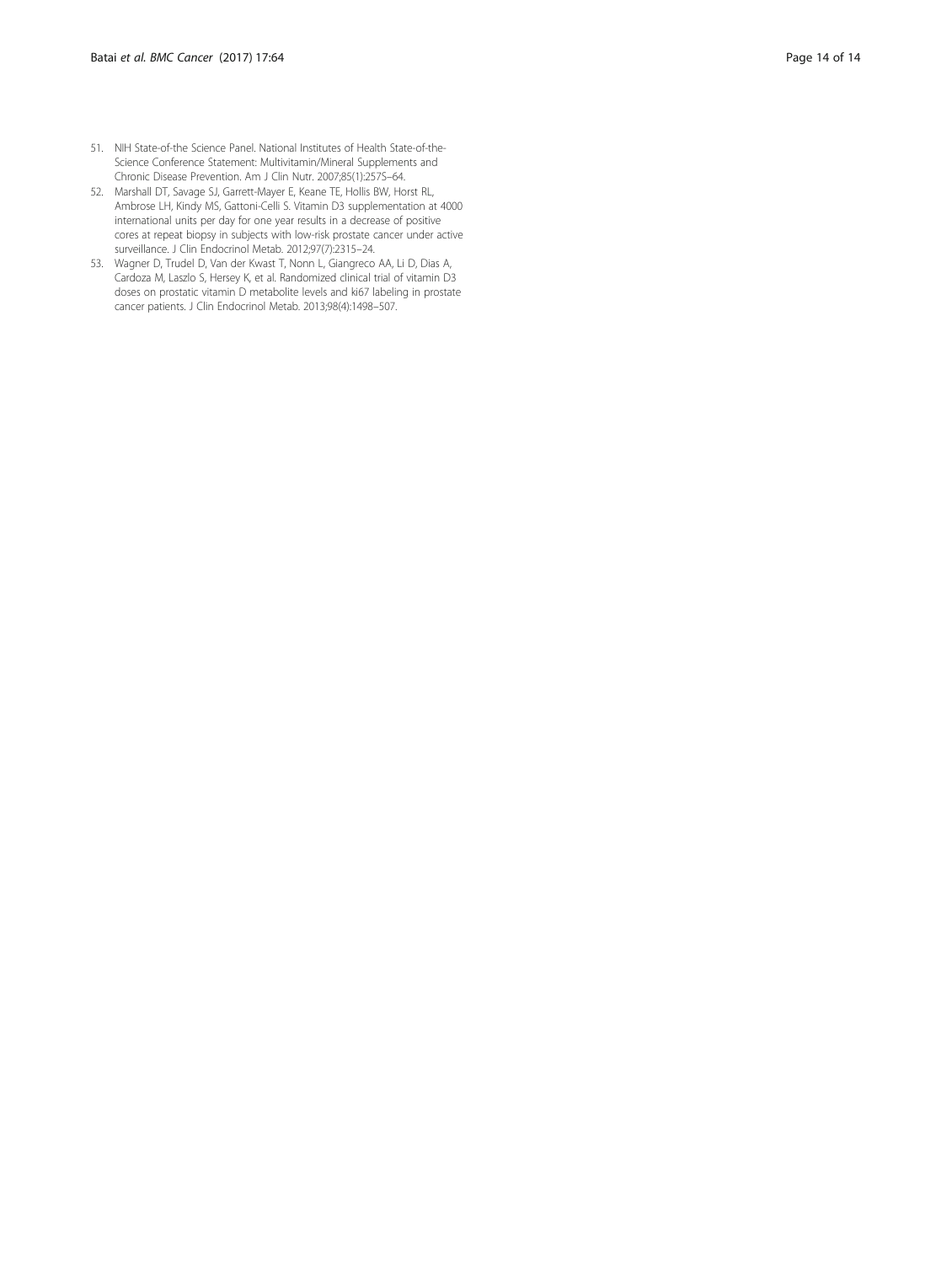51. NIH State-of-the Science Panel. National Institutes of Health State-of-the-Science Conference Statement: Multivitamin/Mineral Supplements and Chronic Disease Prevention. Am J Clin Nutr. 2007;85(1):257S–64.
52. Marshall DT, Savage SJ, Garrett-Mayer E, Keane TE, Hollis BW, Horst RL, Ambrose LH, Kindy MS, Gattoni-Celli S. Vitamin D3 supplementation at 4000 international units per day for one year results in a decrease of positive cores at repeat biopsy in subjects with low-risk prostate cancer under active surveillance. J Clin Endocrinol Metab. 2012;97(7):2315–24.
53. Wagner D, Trudel D, Van der Kwast T, Nonn L, Giangreco AA, Li D, Dias A, Cardoza M, Laszlo S, Hersey K, et al. Randomized clinical trial of vitamin D3 doses on prostatic vitamin D metabolite levels and ki67 labeling in prostate cancer patients. J Clin Endocrinol Metab. 2013;98(4):1498–507.